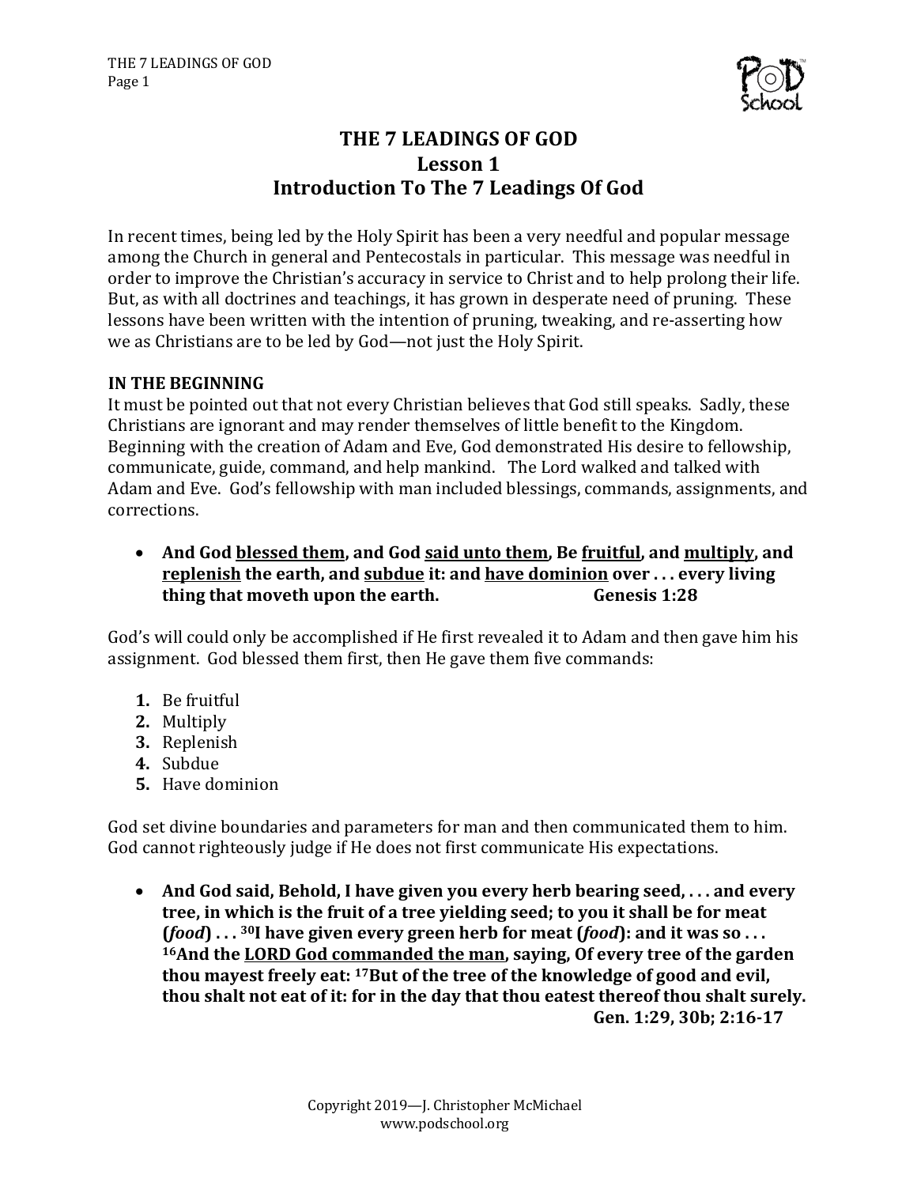# THE 7 LEADINGS OF GOD
## Lesson 1
## Introduction To The 7 Leadings Of God

In recent times, being led by the Holy Spirit has been a very needful and popular message among the Church in general and Pentecostals in particular. This message was needful in order to improve the Christian's accuracy in service to Christ and to help prolong their life. But, as with all doctrines and teachings, it has grown in desperate need of pruning. These lessons have been written with the intention of pruning, tweaking, and re-asserting how we as Christians are to be led by God—not just the Holy Spirit.

**IN THE BEGINNING**

It must be pointed out that not every Christian believes that God still speaks. Sadly, these Christians are ignorant and may render themselves of little benefit to the Kingdom. Beginning with the creation of Adam and Eve, God demonstrated His desire to fellowship, communicate, guide, command, and help mankind. The Lord walked and talked with Adam and Eve. God's fellowship with man included blessings, commands, assignments, and corrections.

- **And God <u>blessed them</u>, and God <u>said unto them</u>, Be <u>fruitful</u>, and <u>multiply</u>, and <u>replenish</u> the earth, and <u>subdue</u> it: and <u>have dominion</u> over . . . every living thing that moveth upon the earth. Genesis 1:28**

God's will could only be accomplished if He first revealed it to Adam and then gave him his assignment. God blessed them first, then He gave them five commands:

1. Be fruitful
2. Multiply
3. Replenish
4. Subdue
5. Have dominion

God set divine boundaries and parameters for man and then communicated them to him. God cannot righteously judge if He does not first communicate His expectations.

- **And God said, Behold, I have given you every herb bearing seed, . . . and every tree, in which is the fruit of a tree yielding seed; to you it shall be for meat (*food*) . . . [30]I have given every green herb for meat (*food*): and it was so . . . [16]And the <u>LORD God commanded the man</u>, saying, Of every tree of the garden thou mayest freely eat: [17]But of the tree of the knowledge of good and evil, thou shalt not eat of it: for in the day that thou eatest thereof thou shalt surely. Gen. 1:29, 30b; 2:16-17**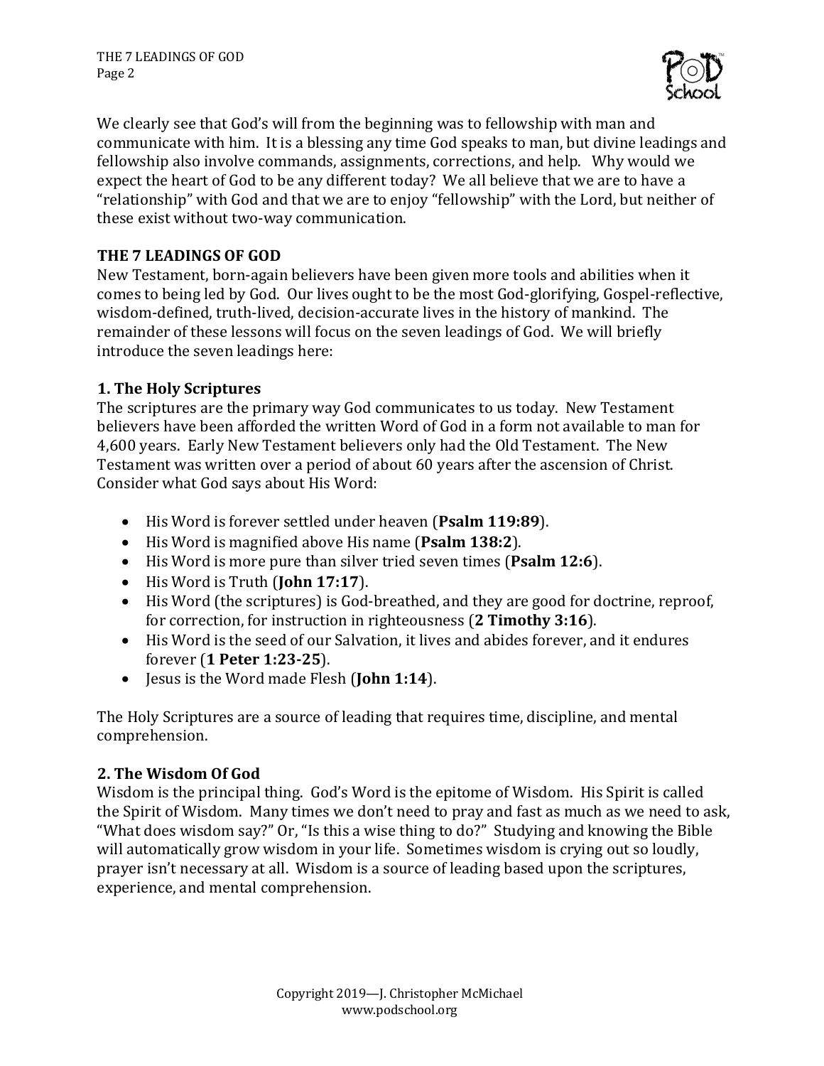We clearly see that God's will from the beginning was to fellowship with man and communicate with him. It is a blessing any time God speaks to man, but divine leadings and fellowship also involve commands, assignments, corrections, and help. Why would we expect the heart of God to be any different today? We all believe that we are to have a "relationship" with God and that we are to enjoy "fellowship" with the Lord, but neither of these exist without two-way communication.

## THE 7 LEADINGS OF GOD

New Testament, born-again believers have been given more tools and abilities when it comes to being led by God. Our lives ought to be the most God-glorifying, Gospel-reflective, wisdom-defined, truth-lived, decision-accurate lives in the history of mankind. The remainder of these lessons will focus on the seven leadings of God. We will briefly introduce the seven leadings here:

### 1. The Holy Scriptures

The scriptures are the primary way God communicates to us today. New Testament believers have been afforded the written Word of God in a form not available to man for 4,600 years. Early New Testament believers only had the Old Testament. The New Testament was written over a period of about 60 years after the ascension of Christ. Consider what God says about His Word:

- His Word is forever settled under heaven (**Psalm 119:89**).
- His Word is magnified above His name (**Psalm 138:2**).
- His Word is more pure than silver tried seven times (**Psalm 12:6**).
- His Word is Truth (**John 17:17**).
- His Word (the scriptures) is God-breathed, and they are good for doctrine, reproof, for correction, for instruction in righteousness (**2 Timothy 3:16**).
- His Word is the seed of our Salvation, it lives and abides forever, and it endures forever (**1 Peter 1:23-25**).
- Jesus is the Word made Flesh (**John 1:14**).

The Holy Scriptures are a source of leading that requires time, discipline, and mental comprehension.

### 2. The Wisdom Of God

Wisdom is the principal thing. God's Word is the epitome of Wisdom. His Spirit is called the Spirit of Wisdom. Many times we don't need to pray and fast as much as we need to ask, "What does wisdom say?" Or, "Is this a wise thing to do?" Studying and knowing the Bible will automatically grow wisdom in your life. Sometimes wisdom is crying out so loudly, prayer isn't necessary at all. Wisdom is a source of leading based upon the scriptures, experience, and mental comprehension.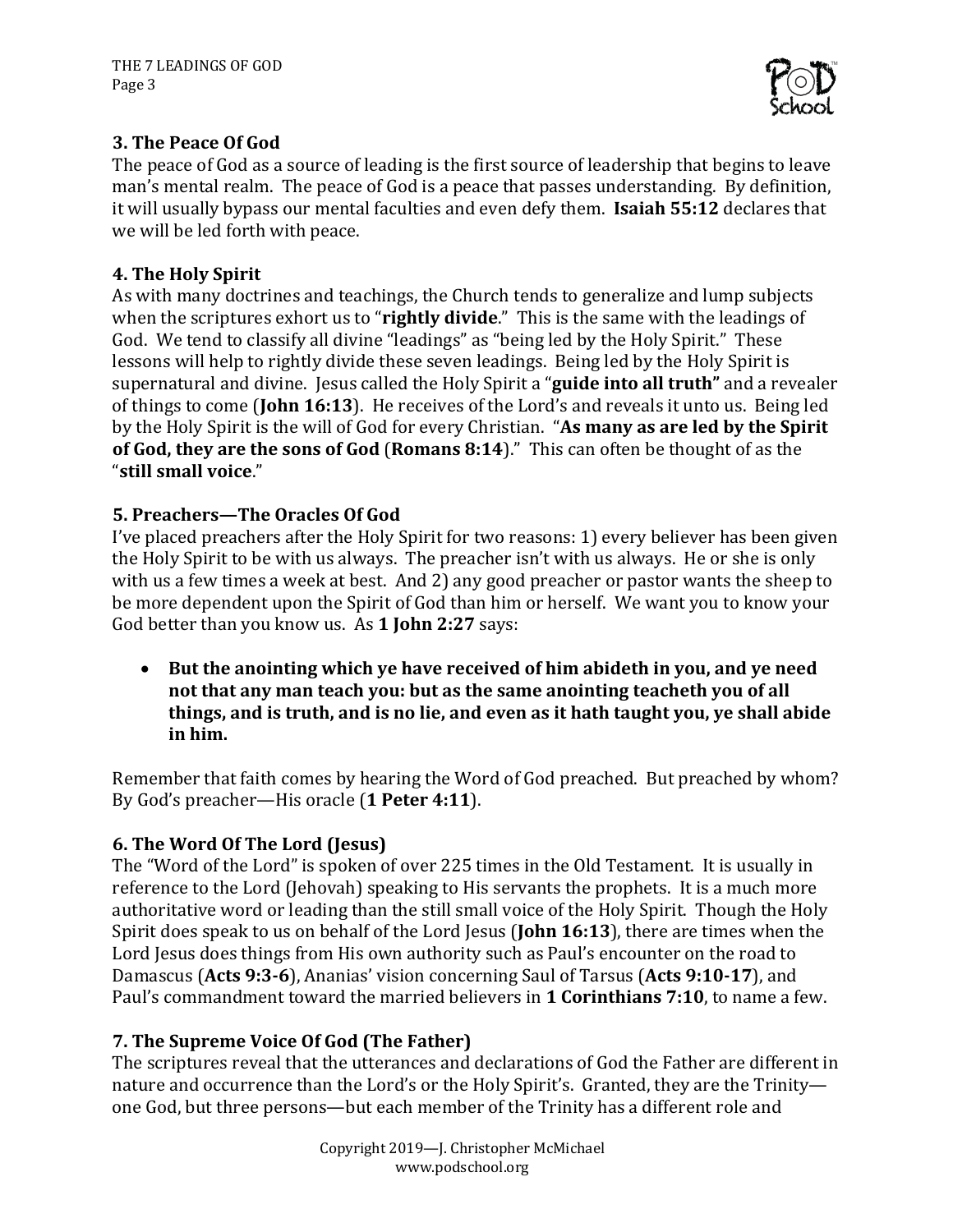### 3. The Peace Of God

The peace of God as a source of leading is the first source of leadership that begins to leave man's mental realm. The peace of God is a peace that passes understanding. By definition, it will usually bypass our mental faculties and even defy them. **Isaiah 55:12** declares that we will be led forth with peace.

### 4. The Holy Spirit

As with many doctrines and teachings, the Church tends to generalize and lump subjects when the scriptures exhort us to "**rightly divide**." This is the same with the leadings of God. We tend to classify all divine "leadings" as "being led by the Holy Spirit." These lessons will help to rightly divide these seven leadings. Being led by the Holy Spirit is supernatural and divine. Jesus called the Holy Spirit a "**guide into all truth"** and a revealer of things to come (**John 16:13**). He receives of the Lord's and reveals it unto us. Being led by the Holy Spirit is the will of God for every Christian. "**As many as are led by the Spirit of God, they are the sons of God** (**Romans 8:14**)." This can often be thought of as the "**still small voice**."

### 5. Preachers—The Oracles Of God

I've placed preachers after the Holy Spirit for two reasons: 1) every believer has been given the Holy Spirit to be with us always. The preacher isn't with us always. He or she is only with us a few times a week at best. And 2) any good preacher or pastor wants the sheep to be more dependent upon the Spirit of God than him or herself. We want you to know your God better than you know us. As **1 John 2:27** says:

- **But the anointing which ye have received of him abideth in you, and ye need not that any man teach you: but as the same anointing teacheth you of all things, and is truth, and is no lie, and even as it hath taught you, ye shall abide in him.**

Remember that faith comes by hearing the Word of God preached. But preached by whom? By God's preacher—His oracle (**1 Peter 4:11**).

### 6. The Word Of The Lord (Jesus)

The "Word of the Lord" is spoken of over 225 times in the Old Testament. It is usually in reference to the Lord (Jehovah) speaking to His servants the prophets. It is a much more authoritative word or leading than the still small voice of the Holy Spirit. Though the Holy Spirit does speak to us on behalf of the Lord Jesus (**John 16:13**), there are times when the Lord Jesus does things from His own authority such as Paul's encounter on the road to Damascus (**Acts 9:3-6**), Ananias' vision concerning Saul of Tarsus (**Acts 9:10-17**), and Paul's commandment toward the married believers in **1 Corinthians 7:10**, to name a few.

### 7. The Supreme Voice Of God (The Father)

The scriptures reveal that the utterances and declarations of God the Father are different in nature and occurrence than the Lord's or the Holy Spirit's. Granted, they are the Trinity—one God, but three persons—but each member of the Trinity has a different role and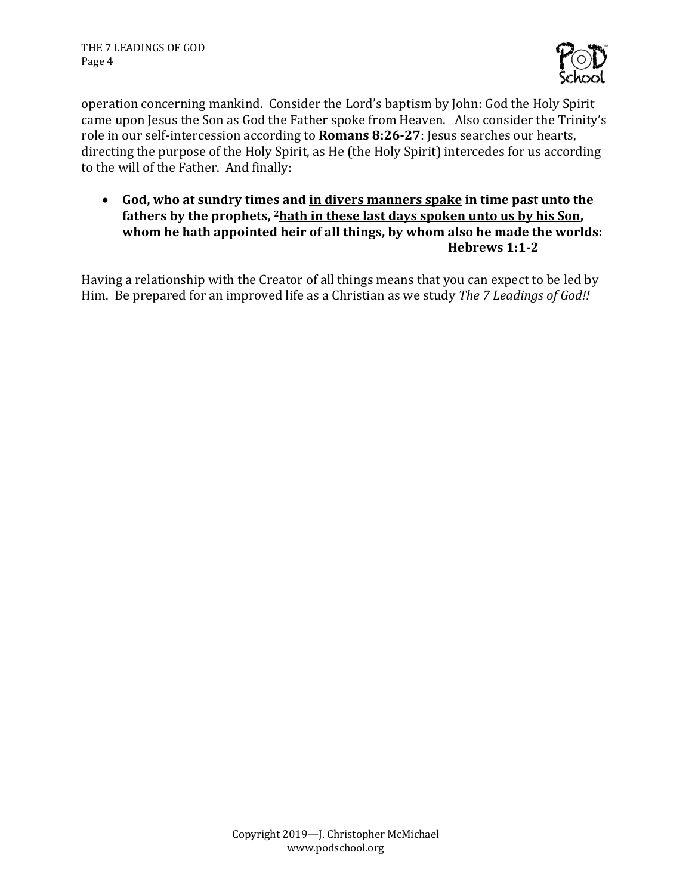operation concerning mankind. Consider the Lord's baptism by John: God the Holy Spirit came upon Jesus the Son as God the Father spoke from Heaven. Also consider the Trinity's role in our self-intercession according to **Romans 8:26-27**: Jesus searches our hearts, directing the purpose of the Holy Spirit, as He (the Holy Spirit) intercedes for us according to the will of the Father. And finally:

- **God, who at sundry times and <u>in divers manners spake</u> in time past unto the fathers by the prophets, [2]<u>hath in these last days spoken unto us by his Son</u>, whom he hath appointed heir of all things, by whom also he made the worlds: Hebrews 1:1-2**

Having a relationship with the Creator of all things means that you can expect to be led by Him. Be prepared for an improved life as a Christian as we study *The 7 Leadings of God!!*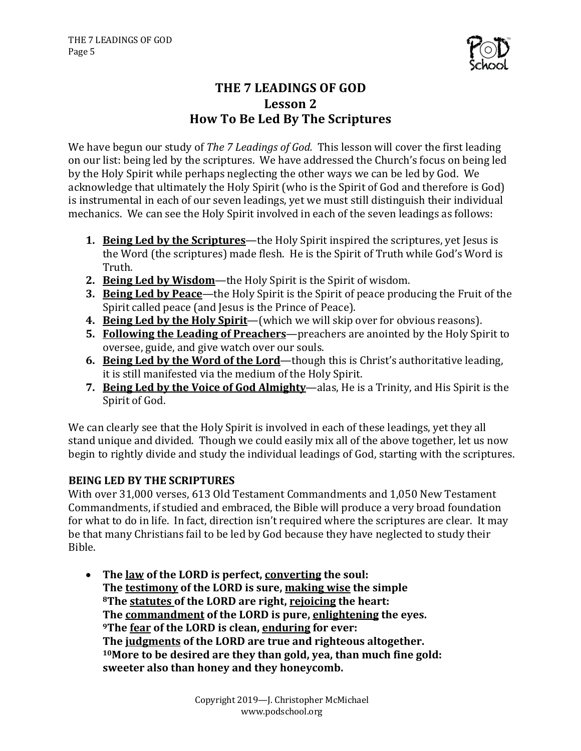# THE 7 LEADINGS OF GOD
## Lesson 2
## How To Be Led By The Scriptures

We have begun our study of *The 7 Leadings of God.* This lesson will cover the first leading on our list: being led by the scriptures. We have addressed the Church's focus on being led by the Holy Spirit while perhaps neglecting the other ways we can be led by God. We acknowledge that ultimately the Holy Spirit (who is the Spirit of God and therefore is God) is instrumental in each of our seven leadings, yet we must still distinguish their individual mechanics. We can see the Holy Spirit involved in each of the seven leadings as follows:

1. **<u>Being Led by the Scriptures</u>**—the Holy Spirit inspired the scriptures, yet Jesus is the Word (the scriptures) made flesh. He is the Spirit of Truth while God's Word is Truth.
2. **<u>Being Led by Wisdom</u>**—the Holy Spirit is the Spirit of wisdom.
3. **<u>Being Led by Peace</u>**—the Holy Spirit is the Spirit of peace producing the Fruit of the Spirit called peace (and Jesus is the Prince of Peace).
4. **<u>Being Led by the Holy Spirit</u>**—(which we will skip over for obvious reasons).
5. **<u>Following the Leading of Preachers</u>**—preachers are anointed by the Holy Spirit to oversee, guide, and give watch over our souls.
6. **<u>Being Led by the Word of the Lord</u>**—though this is Christ's authoritative leading, it is still manifested via the medium of the Holy Spirit.
7. **<u>Being Led by the Voice of God Almighty</u>**—alas, He is a Trinity, and His Spirit is the Spirit of God.

We can clearly see that the Holy Spirit is involved in each of these leadings, yet they all stand unique and divided. Though we could easily mix all of the above together, let us now begin to rightly divide and study the individual leadings of God, starting with the scriptures.

**BEING LED BY THE SCRIPTURES**

With over 31,000 verses, 613 Old Testament Commandments and 1,050 New Testament Commandments, if studied and embraced, the Bible will produce a very broad foundation for what to do in life. In fact, direction isn't required where the scriptures are clear. It may be that many Christians fail to be led by God because they have neglected to study their Bible.

- **The <u>law</u> of the LORD is perfect, <u>converting</u> the soul:
  The <u>testimony</u> of the LORD is sure, <u>making wise</u> the simple
  [8]The <u>statutes</u> of the LORD are right, <u>rejoicing</u> the heart:
  The <u>commandment</u> of the LORD is pure, <u>enlightening</u> the eyes.
  [9]The <u>fear</u> of the LORD is clean, <u>enduring</u> for ever:
  The <u>judgments</u> of the LORD are true and righteous altogether.
  [10]More to be desired are they than gold, yea, than much fine gold:
  sweeter also than honey and they honeycomb.**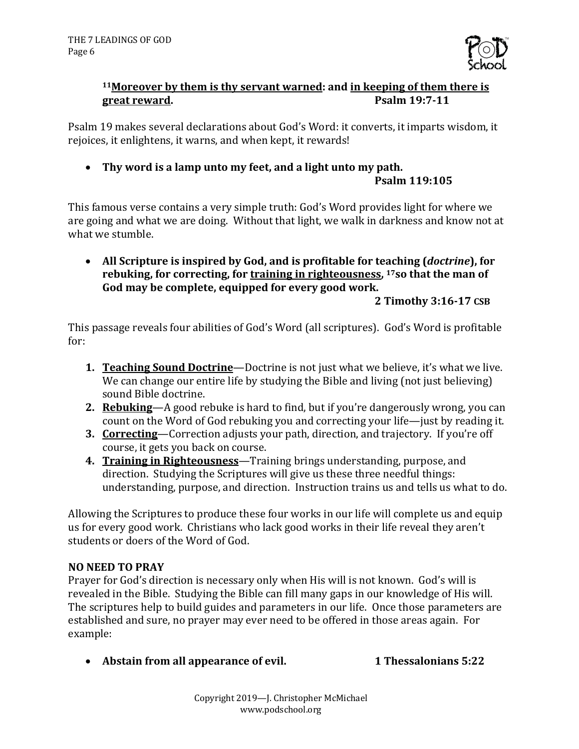**[11]<u>Moreover by them is thy servant warned</u>: and <u>in keeping of them there is great reward</u>.** **Psalm 19:7-11**

Psalm 19 makes several declarations about God's Word: it converts, it imparts wisdom, it rejoices, it enlightens, it warns, and when kept, it rewards!

- **Thy word is a lamp unto my feet, and a light unto my path.**
  **Psalm 119:105**

This famous verse contains a very simple truth: God's Word provides light for where we are going and what we are doing. Without that light, we walk in darkness and know not at what we stumble.

- **All Scripture is inspired by God, and is profitable for teaching (*doctrine*), for rebuking, for correcting, for <u>training in righteousness</u>, [17]so that the man of God may be complete, equipped for every good work.**
  **2 Timothy 3:16-17 CSB**

This passage reveals four abilities of God's Word (all scriptures). God's Word is profitable for:

1. **<u>Teaching Sound Doctrine</u>**—Doctrine is not just what we believe, it's what we live. We can change our entire life by studying the Bible and living (not just believing) sound Bible doctrine.
2. **<u>Rebuking</u>**—A good rebuke is hard to find, but if you're dangerously wrong, you can count on the Word of God rebuking you and correcting your life—just by reading it.
3. **<u>Correcting</u>**—Correction adjusts your path, direction, and trajectory. If you're off course, it gets you back on course.
4. **<u>Training in Righteousness</u>**—Training brings understanding, purpose, and direction. Studying the Scriptures will give us these three needful things: understanding, purpose, and direction. Instruction trains us and tells us what to do.

Allowing the Scriptures to produce these four works in our life will complete us and equip us for every good work. Christians who lack good works in their life reveal they aren't students or doers of the Word of God.

**NO NEED TO PRAY**

Prayer for God's direction is necessary only when His will is not known. God's will is revealed in the Bible. Studying the Bible can fill many gaps in our knowledge of His will. The scriptures help to build guides and parameters in our life. Once those parameters are established and sure, no prayer may ever need to be offered in those areas again. For example:

- **Abstain from all appearance of evil.** **1 Thessalonians 5:22**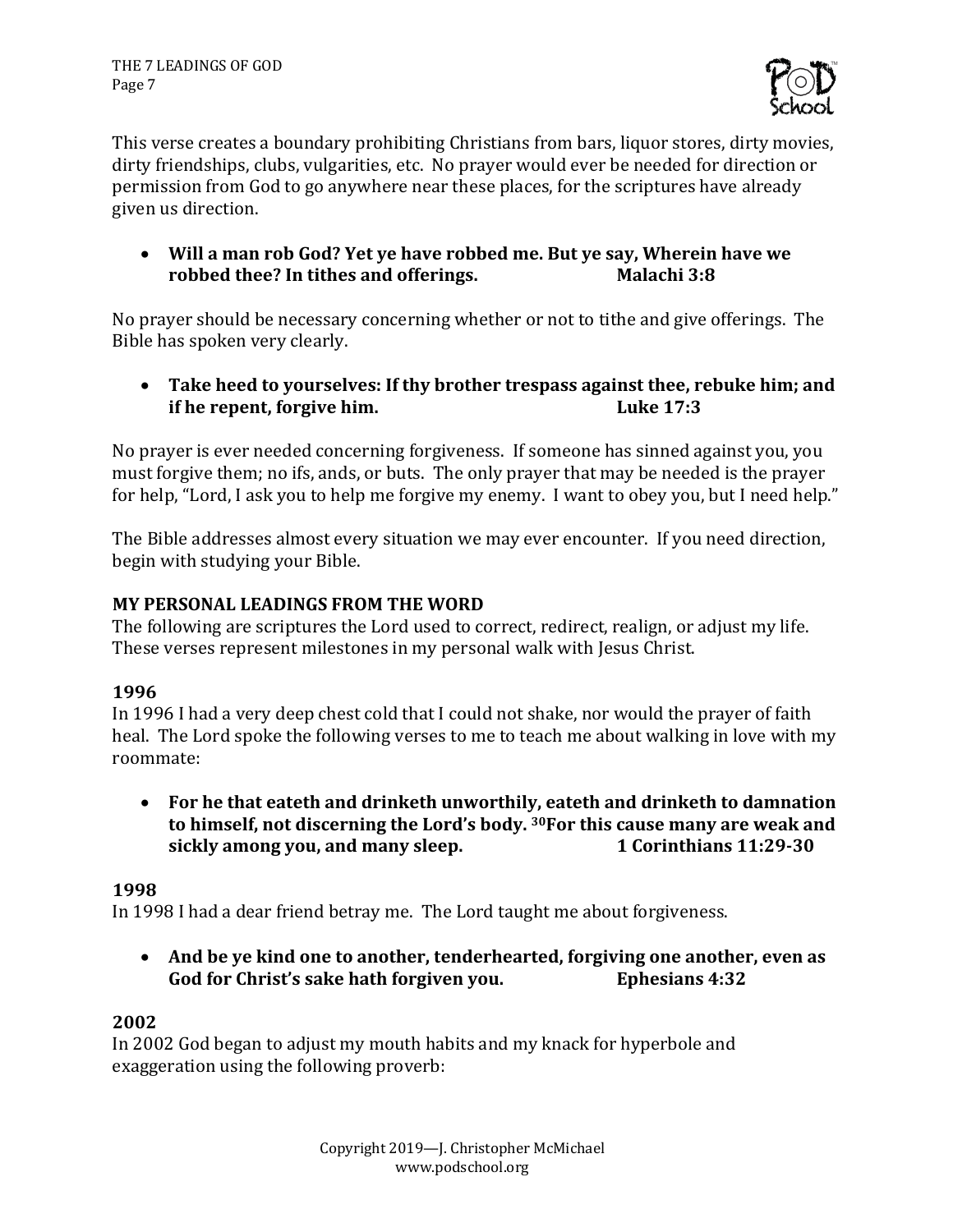This verse creates a boundary prohibiting Christians from bars, liquor stores, dirty movies, dirty friendships, clubs, vulgarities, etc. No prayer would ever be needed for direction or permission from God to go anywhere near these places, for the scriptures have already given us direction.

- **Will a man rob God? Yet ye have robbed me. But ye say, Wherein have we robbed thee? In tithes and offerings. Malachi 3:8**

No prayer should be necessary concerning whether or not to tithe and give offerings. The Bible has spoken very clearly.

- **Take heed to yourselves: If thy brother trespass against thee, rebuke him; and if he repent, forgive him. Luke 17:3**

No prayer is ever needed concerning forgiveness. If someone has sinned against you, you must forgive them; no ifs, ands, or buts. The only prayer that may be needed is the prayer for help, "Lord, I ask you to help me forgive my enemy. I want to obey you, but I need help."

The Bible addresses almost every situation we may ever encounter. If you need direction, begin with studying your Bible.

**MY PERSONAL LEADINGS FROM THE WORD**

The following are scriptures the Lord used to correct, redirect, realign, or adjust my life. These verses represent milestones in my personal walk with Jesus Christ.

**1996**

In 1996 I had a very deep chest cold that I could not shake, nor would the prayer of faith heal. The Lord spoke the following verses to me to teach me about walking in love with my roommate:

- **For he that eateth and drinketh unworthily, eateth and drinketh to damnation to himself, not discerning the Lord's body. 30For this cause many are weak and sickly among you, and many sleep. 1 Corinthians 11:29-30**

**1998**

In 1998 I had a dear friend betray me. The Lord taught me about forgiveness.

- **And be ye kind one to another, tenderhearted, forgiving one another, even as God for Christ's sake hath forgiven you. Ephesians 4:32**

**2002**

In 2002 God began to adjust my mouth habits and my knack for hyperbole and exaggeration using the following proverb: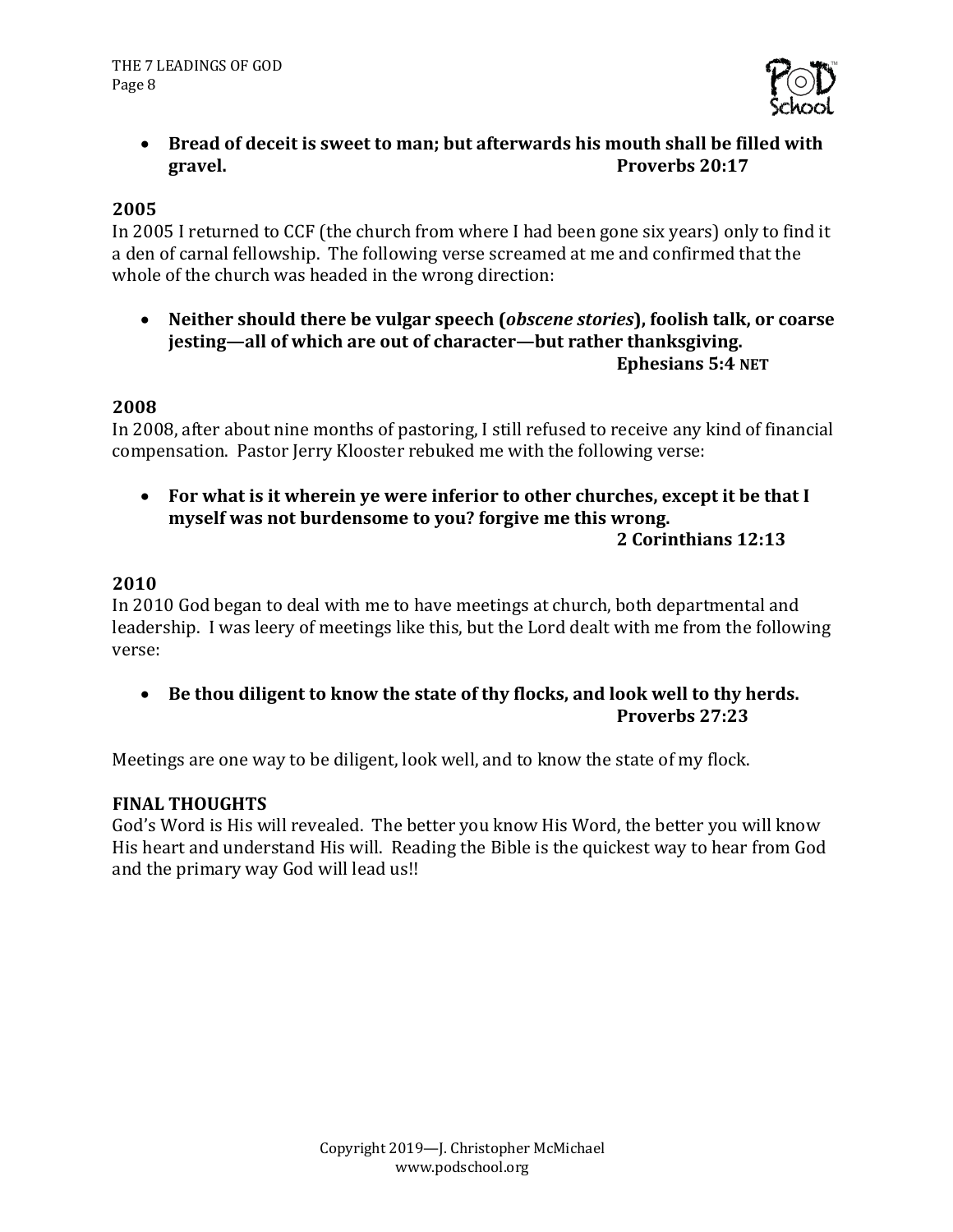- **Bread of deceit is sweet to man; but afterwards his mouth shall be filled with gravel. Proverbs 20:17**

### 2005

In 2005 I returned to CCF (the church from where I had been gone six years) only to find it a den of carnal fellowship. The following verse screamed at me and confirmed that the whole of the church was headed in the wrong direction:

- **Neither should there be vulgar speech (*obscene stories*), foolish talk, or coarse jesting—all of which are out of character—but rather thanksgiving. Ephesians 5:4 NET**

### 2008

In 2008, after about nine months of pastoring, I still refused to receive any kind of financial compensation. Pastor Jerry Klooster rebuked me with the following verse:

- **For what is it wherein ye were inferior to other churches, except it be that I myself was not burdensome to you? forgive me this wrong. 2 Corinthians 12:13**

### 2010

In 2010 God began to deal with me to have meetings at church, both departmental and leadership. I was leery of meetings like this, but the Lord dealt with me from the following verse:

- **Be thou diligent to know the state of thy flocks, and look well to thy herds. Proverbs 27:23**

Meetings are one way to be diligent, look well, and to know the state of my flock.

### FINAL THOUGHTS

God's Word is His will revealed. The better you know His Word, the better you will know His heart and understand His will. Reading the Bible is the quickest way to hear from God and the primary way God will lead us!!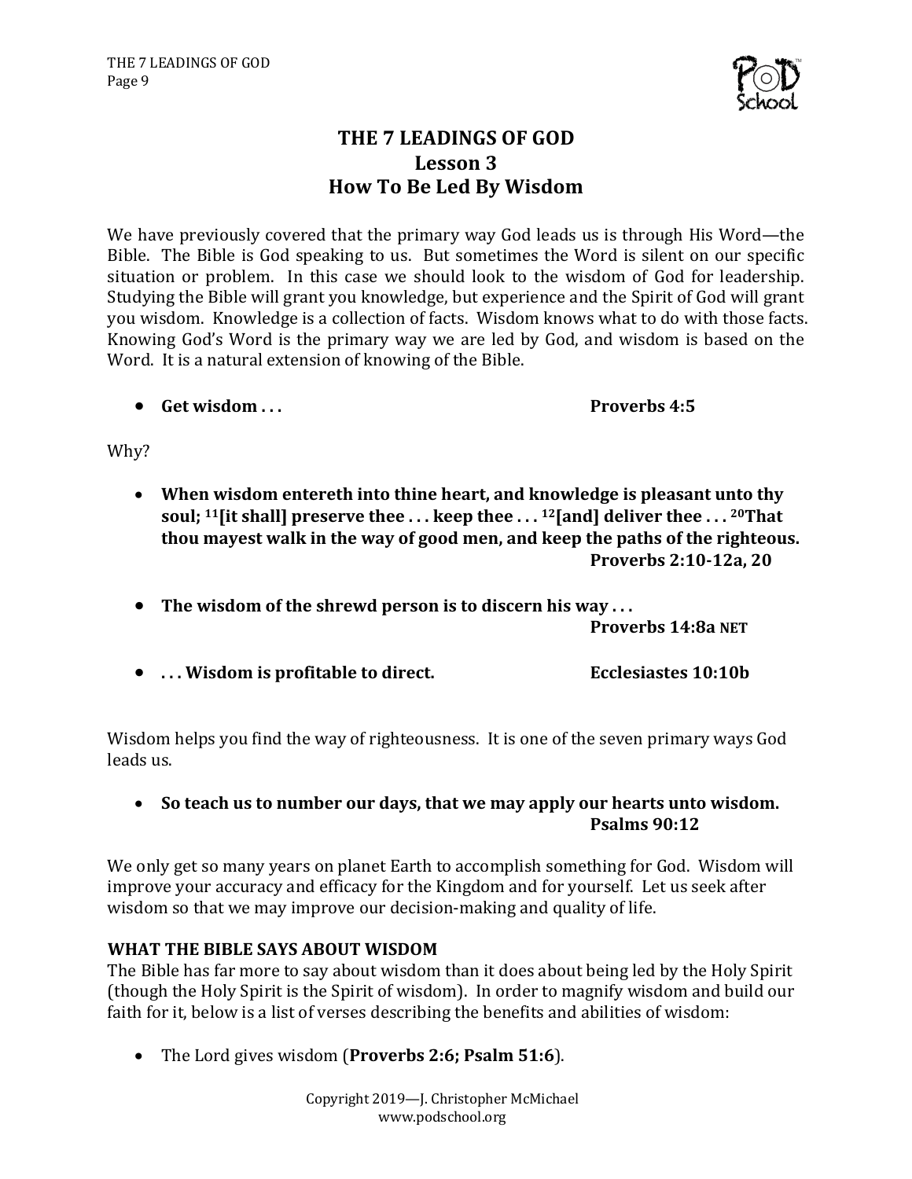# THE 7 LEADINGS OF GOD
## Lesson 3
## How To Be Led By Wisdom

We have previously covered that the primary way God leads us is through His Word—the Bible. The Bible is God speaking to us. But sometimes the Word is silent on our specific situation or problem. In this case we should look to the wisdom of God for leadership. Studying the Bible will grant you knowledge, but experience and the Spirit of God will grant you wisdom. Knowledge is a collection of facts. Wisdom knows what to do with those facts. Knowing God's Word is the primary way we are led by God, and wisdom is based on the Word. It is a natural extension of knowing of the Bible.

- **Get wisdom . . .** **Proverbs 4:5**

Why?

- **When wisdom entereth into thine heart, and knowledge is pleasant unto thy soul; [11][it shall] preserve thee . . . keep thee . . . [12][and] deliver thee . . . [20]That thou mayest walk in the way of good men, and keep the paths of the righteous.** **Proverbs 2:10-12a, 20**

- **The wisdom of the shrewd person is to discern his way . . .** **Proverbs 14:8a NET**

- **. . . Wisdom is profitable to direct.** **Ecclesiastes 10:10b**

Wisdom helps you find the way of righteousness. It is one of the seven primary ways God leads us.

- **So teach us to number our days, that we may apply our hearts unto wisdom.** **Psalms 90:12**

We only get so many years on planet Earth to accomplish something for God. Wisdom will improve your accuracy and efficacy for the Kingdom and for yourself. Let us seek after wisdom so that we may improve our decision-making and quality of life.

### WHAT THE BIBLE SAYS ABOUT WISDOM

The Bible has far more to say about wisdom than it does about being led by the Holy Spirit (though the Holy Spirit is the Spirit of wisdom). In order to magnify wisdom and build our faith for it, below is a list of verses describing the benefits and abilities of wisdom:

- The Lord gives wisdom (**Proverbs 2:6; Psalm 51:6**).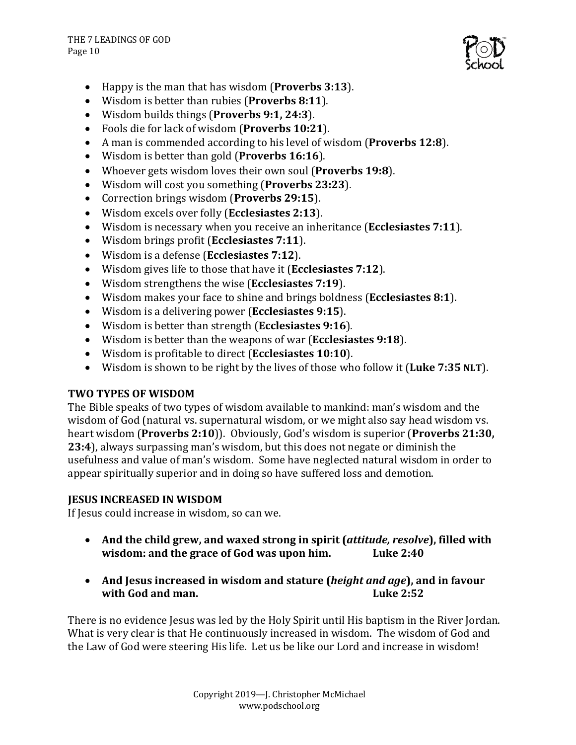- Happy is the man that has wisdom (**Proverbs 3:13**).
- Wisdom is better than rubies (**Proverbs 8:11**).
- Wisdom builds things (**Proverbs 9:1, 24:3**).
- Fools die for lack of wisdom (**Proverbs 10:21**).
- A man is commended according to his level of wisdom (**Proverbs 12:8**).
- Wisdom is better than gold (**Proverbs 16:16**).
- Whoever gets wisdom loves their own soul (**Proverbs 19:8**).
- Wisdom will cost you something (**Proverbs 23:23**).
- Correction brings wisdom (**Proverbs 29:15**).
- Wisdom excels over folly (**Ecclesiastes 2:13**).
- Wisdom is necessary when you receive an inheritance (**Ecclesiastes 7:11**).
- Wisdom brings profit (**Ecclesiastes 7:11**).
- Wisdom is a defense (**Ecclesiastes 7:12**).
- Wisdom gives life to those that have it (**Ecclesiastes 7:12**).
- Wisdom strengthens the wise (**Ecclesiastes 7:19**).
- Wisdom makes your face to shine and brings boldness (**Ecclesiastes 8:1**).
- Wisdom is a delivering power (**Ecclesiastes 9:15**).
- Wisdom is better than strength (**Ecclesiastes 9:16**).
- Wisdom is better than the weapons of war (**Ecclesiastes 9:18**).
- Wisdom is profitable to direct (**Ecclesiastes 10:10**).
- Wisdom is shown to be right by the lives of those who follow it (**Luke 7:35 NLT**).

## TWO TYPES OF WISDOM

The Bible speaks of two types of wisdom available to mankind: man's wisdom and the wisdom of God (natural vs. supernatural wisdom, or we might also say head wisdom vs. heart wisdom (**Proverbs 2:10**)). Obviously, God's wisdom is superior (**Proverbs 21:30, 23:4**), always surpassing man's wisdom, but this does not negate or diminish the usefulness and value of man's wisdom. Some have neglected natural wisdom in order to appear spiritually superior and in doing so have suffered loss and demotion.

## JESUS INCREASED IN WISDOM

If Jesus could increase in wisdom, so can we.

- **And the child grew, and waxed strong in spirit (*attitude, resolve*), filled with wisdom: and the grace of God was upon him. Luke 2:40**

- **And Jesus increased in wisdom and stature (*height and age*), and in favour with God and man. Luke 2:52**

There is no evidence Jesus was led by the Holy Spirit until His baptism in the River Jordan. What is very clear is that He continuously increased in wisdom. The wisdom of God and the Law of God were steering His life. Let us be like our Lord and increase in wisdom!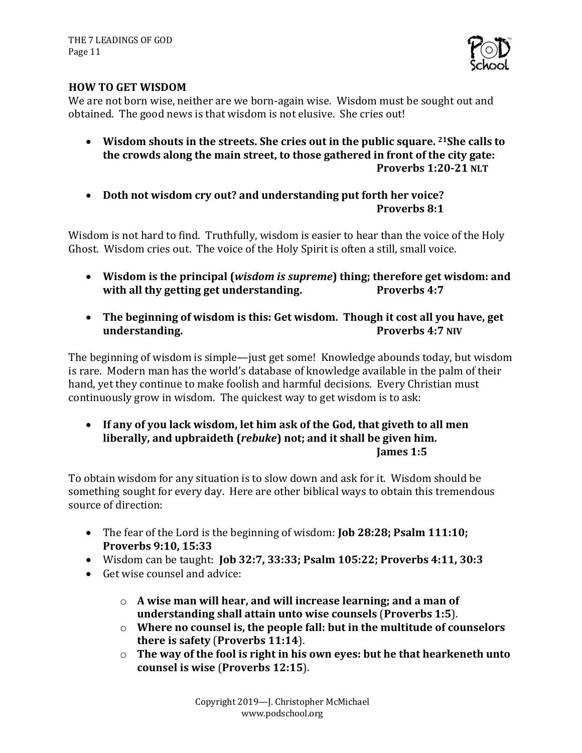### HOW TO GET WISDOM

We are not born wise, neither are we born-again wise. Wisdom must be sought out and obtained. The good news is that wisdom is not elusive. She cries out!

- **Wisdom shouts in the streets. She cries out in the public square. [21]She calls to the crowds along the main street, to those gathered in front of the city gate: Proverbs 1:20-21 NLT**

- **Doth not wisdom cry out? and understanding put forth her voice? Proverbs 8:1**

Wisdom is not hard to find. Truthfully, wisdom is easier to hear than the voice of the Holy Ghost. Wisdom cries out. The voice of the Holy Spirit is often a still, small voice.

- **Wisdom is the principal (*wisdom is supreme*) thing; therefore get wisdom: and with all thy getting get understanding. Proverbs 4:7**

- **The beginning of wisdom is this: Get wisdom. Though it cost all you have, get understanding. Proverbs 4:7 NIV**

The beginning of wisdom is simple—just get some! Knowledge abounds today, but wisdom is rare. Modern man has the world's database of knowledge available in the palm of their hand, yet they continue to make foolish and harmful decisions. Every Christian must continuously grow in wisdom. The quickest way to get wisdom is to ask:

- **If any of you lack wisdom, let him ask of the God, that giveth to all men liberally, and upbraideth (*rebuke*) not; and it shall be given him. James 1:5**

To obtain wisdom for any situation is to slow down and ask for it. Wisdom should be something sought for every day. Here are other biblical ways to obtain this tremendous source of direction:

- The fear of the Lord is the beginning of wisdom: **Job 28:28; Psalm 111:10; Proverbs 9:10, 15:33**
- Wisdom can be taught: **Job 32:7, 33:33; Psalm 105:22; Proverbs 4:11, 30:3**
- Get wise counsel and advice:
    - **A wise man will hear, and will increase learning; and a man of understanding shall attain unto wise counsels** (**Proverbs 1:5**).
    - **Where no counsel is, the people fall: but in the multitude of counselors there is safety** (**Proverbs 11:14**).
    - **The way of the fool is right in his own eyes: but he that hearkeneth unto counsel is wise** (**Proverbs 12:15**).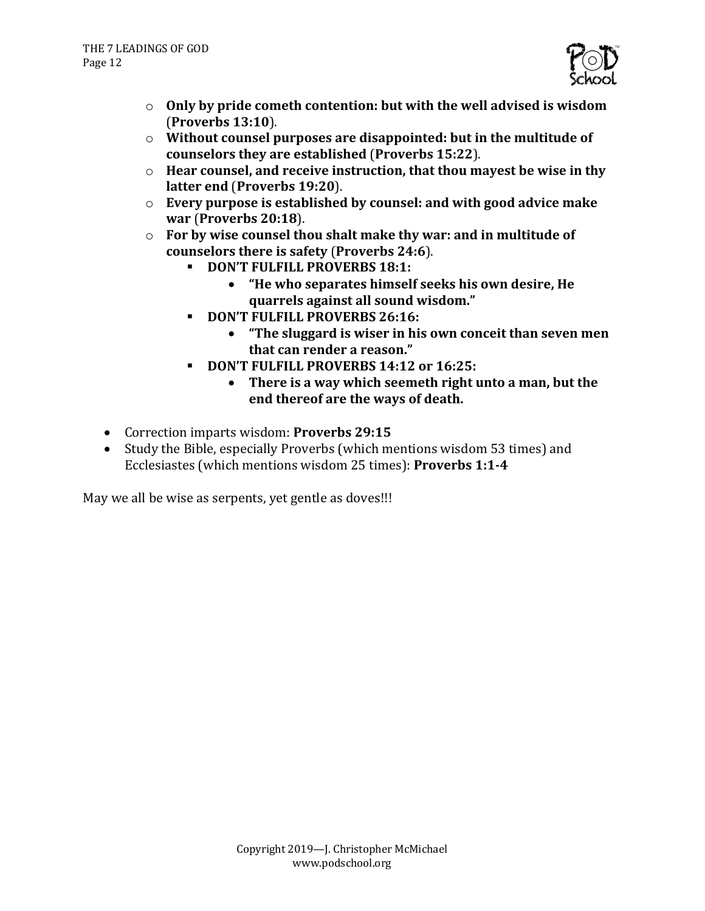- **Only by pride cometh contention: but with the well advised is wisdom** (**Proverbs 13:10**).
- **Without counsel purposes are disappointed: but in the multitude of counselors they are established** (**Proverbs 15:22**).
- **Hear counsel, and receive instruction, that thou mayest be wise in thy latter end** (**Proverbs 19:20**).
- **Every purpose is established by counsel: and with good advice make war** (**Proverbs 20:18**).
- **For by wise counsel thou shalt make thy war: and in multitude of counselors there is safety** (**Proverbs 24:6**).
  - **DON'T FULFILL PROVERBS 18:1:**
    - **"He who separates himself seeks his own desire, He quarrels against all sound wisdom."**
  - **DON'T FULFILL PROVERBS 26:16:**
    - **"The sluggard is wiser in his own conceit than seven men that can render a reason."**
  - **DON'T FULFILL PROVERBS 14:12 or 16:25:**
    - **There is a way which seemeth right unto a man, but the end thereof are the ways of death.**

- Correction imparts wisdom: **Proverbs 29:15**
- Study the Bible, especially Proverbs (which mentions wisdom 53 times) and Ecclesiastes (which mentions wisdom 25 times): **Proverbs 1:1-4**

May we all be wise as serpents, yet gentle as doves!!!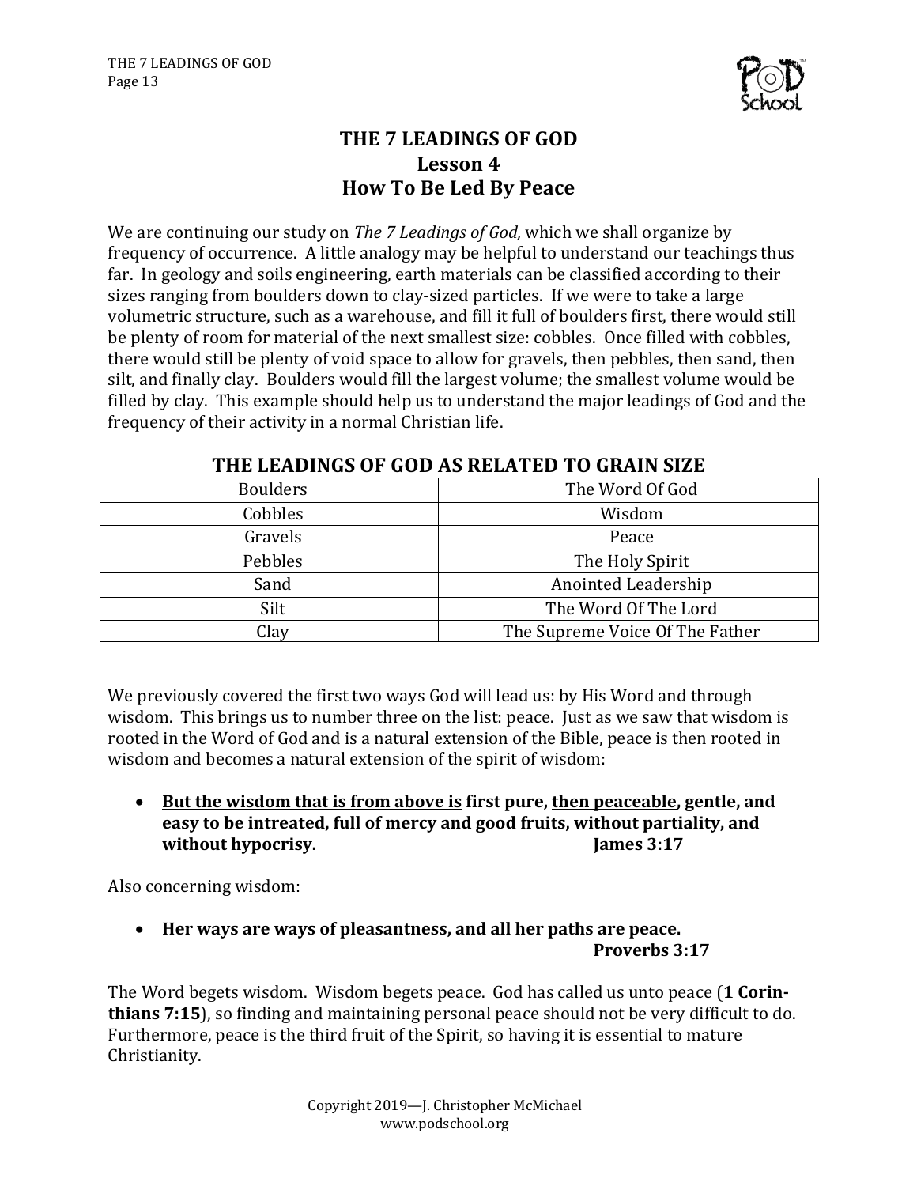# THE 7 LEADINGS OF GOD
## Lesson 4
## How To Be Led By Peace

We are continuing our study on *The 7 Leadings of God,* which we shall organize by frequency of occurrence. A little analogy may be helpful to understand our teachings thus far. In geology and soils engineering, earth materials can be classified according to their sizes ranging from boulders down to clay-sized particles. If we were to take a large volumetric structure, such as a warehouse, and fill it full of boulders first, there would still be plenty of room for material of the next smallest size: cobbles. Once filled with cobbles, there would still be plenty of void space to allow for gravels, then pebbles, then sand, then silt, and finally clay. Boulders would fill the largest volume; the smallest volume would be filled by clay. This example should help us to understand the major leadings of God and the frequency of their activity in a normal Christian life.

**THE LEADINGS OF GOD AS RELATED TO GRAIN SIZE**

| | |
|---|---|
| Boulders | The Word Of God |
| Cobbles | Wisdom |
| Gravels | Peace |
| Pebbles | The Holy Spirit |
| Sand | Anointed Leadership |
| Silt | The Word Of The Lord |
| Clay | The Supreme Voice Of The Father |

We previously covered the first two ways God will lead us: by His Word and through wisdom. This brings us to number three on the list: peace. Just as we saw that wisdom is rooted in the Word of God and is a natural extension of the Bible, peace is then rooted in wisdom and becomes a natural extension of the spirit of wisdom:

- **<u>But the wisdom that is from above is</u> first pure, <u>then peaceable</u>, gentle, and easy to be intreated, full of mercy and good fruits, without partiality, and without hypocrisy. James 3:17**

Also concerning wisdom:

- **Her ways are ways of pleasantness, and all her paths are peace. Proverbs 3:17**

The Word begets wisdom. Wisdom begets peace. God has called us unto peace (**1 Corinthians 7:15**), so finding and maintaining personal peace should not be very difficult to do. Furthermore, peace is the third fruit of the Spirit, so having it is essential to mature Christianity.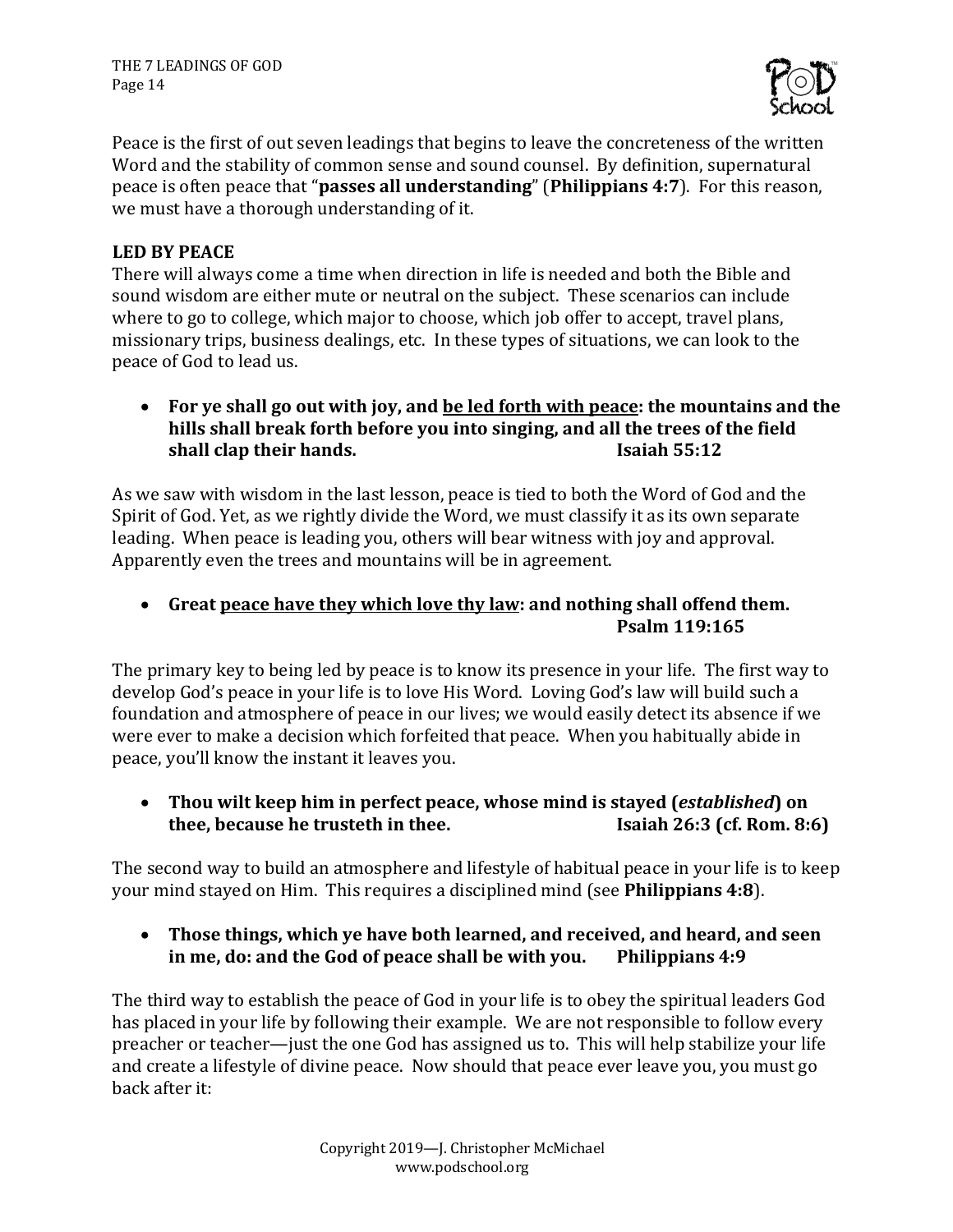Peace is the first of out seven leadings that begins to leave the concreteness of the written Word and the stability of common sense and sound counsel. By definition, supernatural peace is often peace that "**passes all understanding**" (**Philippians 4:7**). For this reason, we must have a thorough understanding of it.

**LED BY PEACE**

There will always come a time when direction in life is needed and both the Bible and sound wisdom are either mute or neutral on the subject. These scenarios can include where to go to college, which major to choose, which job offer to accept, travel plans, missionary trips, business dealings, etc. In these types of situations, we can look to the peace of God to lead us.

- **For ye shall go out with joy, and <u>be led forth with peace</u>: the mountains and the hills shall break forth before you into singing, and all the trees of the field shall clap their hands. Isaiah 55:12**

As we saw with wisdom in the last lesson, peace is tied to both the Word of God and the Spirit of God. Yet, as we rightly divide the Word, we must classify it as its own separate leading. When peace is leading you, others will bear witness with joy and approval. Apparently even the trees and mountains will be in agreement.

- **Great <u>peace have they which love thy law</u>: and nothing shall offend them. Psalm 119:165**

The primary key to being led by peace is to know its presence in your life. The first way to develop God's peace in your life is to love His Word. Loving God's law will build such a foundation and atmosphere of peace in our lives; we would easily detect its absence if we were ever to make a decision which forfeited that peace. When you habitually abide in peace, you'll know the instant it leaves you.

- **Thou wilt keep him in perfect peace, whose mind is stayed (*established*) on thee, because he trusteth in thee. Isaiah 26:3 (cf. Rom. 8:6)**

The second way to build an atmosphere and lifestyle of habitual peace in your life is to keep your mind stayed on Him. This requires a disciplined mind (see **Philippians 4:8**).

- **Those things, which ye have both learned, and received, and heard, and seen in me, do: and the God of peace shall be with you. Philippians 4:9**

The third way to establish the peace of God in your life is to obey the spiritual leaders God has placed in your life by following their example. We are not responsible to follow every preacher or teacher—just the one God has assigned us to. This will help stabilize your life and create a lifestyle of divine peace. Now should that peace ever leave you, you must go back after it: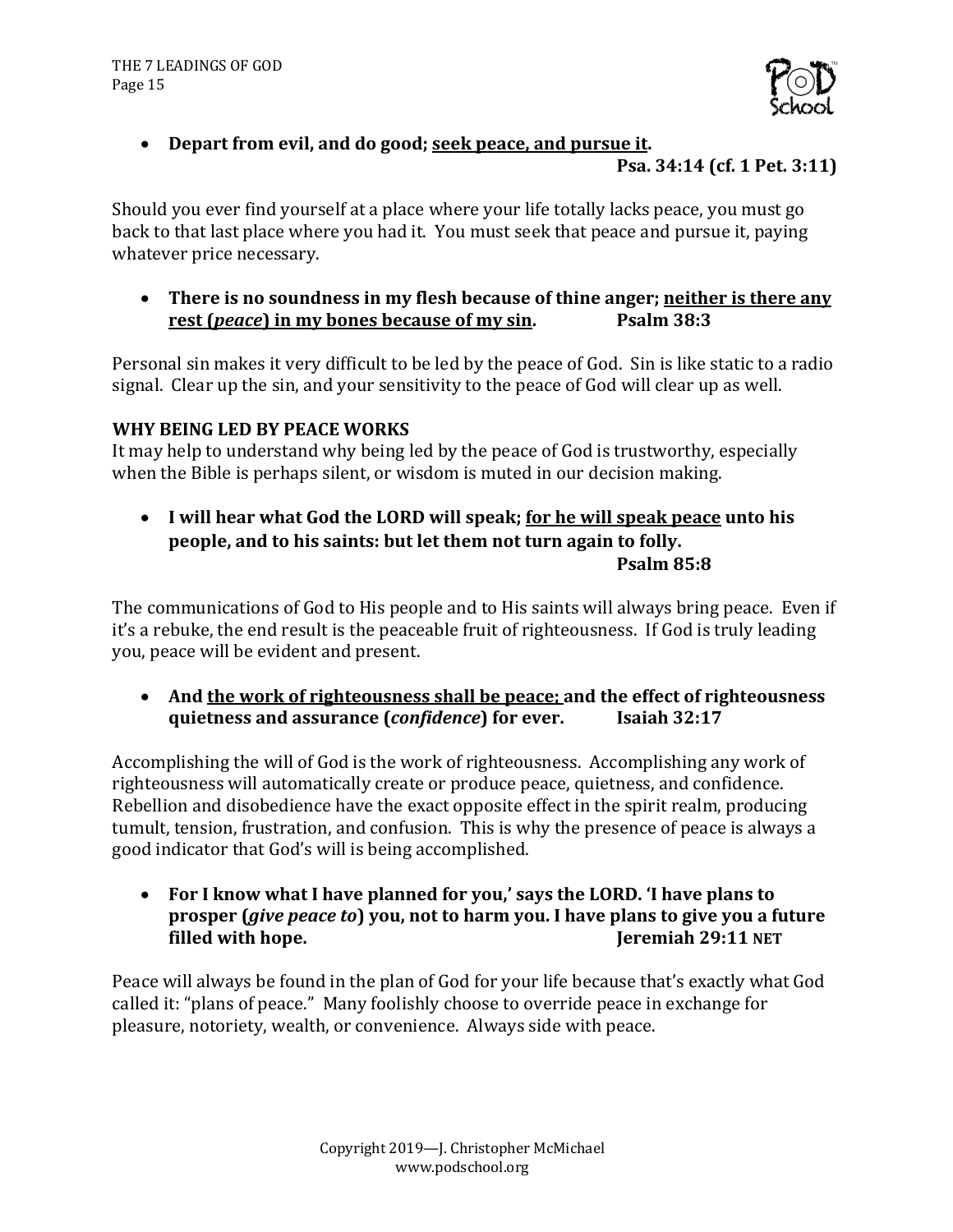- **Depart from evil, and do good; <u>seek peace, and pursue it</u>.**
  **Psa. 34:14 (cf. 1 Pet. 3:11)**

Should you ever find yourself at a place where your life totally lacks peace, you must go back to that last place where you had it. You must seek that peace and pursue it, paying whatever price necessary.

- **There is no soundness in my flesh because of thine anger; <u>neither is there any rest (*peace*) in my bones because of my sin</u>. Psalm 38:3**

Personal sin makes it very difficult to be led by the peace of God. Sin is like static to a radio signal. Clear up the sin, and your sensitivity to the peace of God will clear up as well.

**WHY BEING LED BY PEACE WORKS**

It may help to understand why being led by the peace of God is trustworthy, especially when the Bible is perhaps silent, or wisdom is muted in our decision making.

- **I will hear what God the LORD will speak; <u>for he will speak peace</u> unto his people, and to his saints: but let them not turn again to folly.**
  **Psalm 85:8**

The communications of God to His people and to His saints will always bring peace. Even if it's a rebuke, the end result is the peaceable fruit of righteousness. If God is truly leading you, peace will be evident and present.

- **And <u>the work of righteousness shall be peace;</u> and the effect of righteousness quietness and assurance (*confidence*) for ever. Isaiah 32:17**

Accomplishing the will of God is the work of righteousness. Accomplishing any work of righteousness will automatically create or produce peace, quietness, and confidence. Rebellion and disobedience have the exact opposite effect in the spirit realm, producing tumult, tension, frustration, and confusion. This is why the presence of peace is always a good indicator that God's will is being accomplished.

- **For I know what I have planned for you,' says the LORD. 'I have plans to prosper (*give peace to*) you, not to harm you. I have plans to give you a future filled with hope. Jeremiah 29:11 NET**

Peace will always be found in the plan of God for your life because that's exactly what God called it: "plans of peace." Many foolishly choose to override peace in exchange for pleasure, notoriety, wealth, or convenience. Always side with peace.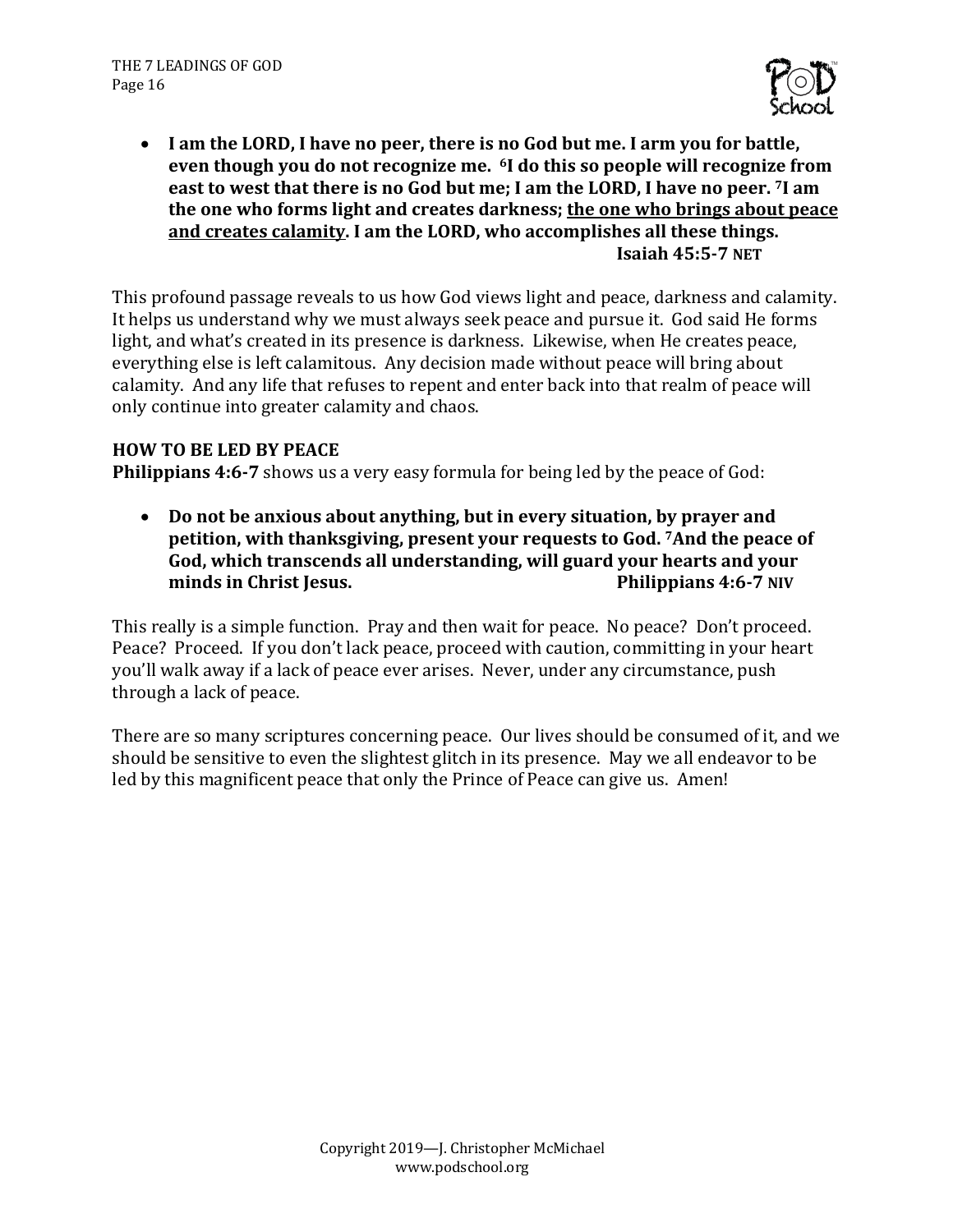- **I am the LORD, I have no peer, there is no God but me. I arm you for battle, even though you do not recognize me. [6]I do this so people will recognize from east to west that there is no God but me; I am the LORD, I have no peer. [7]I am the one who forms light and creates darkness; <u>the one who brings about peace and creates calamity</u>. I am the LORD, who accomplishes all these things. Isaiah 45:5-7 NET**

This profound passage reveals to us how God views light and peace, darkness and calamity. It helps us understand why we must always seek peace and pursue it. God said He forms light, and what's created in its presence is darkness. Likewise, when He creates peace, everything else is left calamitous. Any decision made without peace will bring about calamity. And any life that refuses to repent and enter back into that realm of peace will only continue into greater calamity and chaos.

**HOW TO BE LED BY PEACE**

**Philippians 4:6-7** shows us a very easy formula for being led by the peace of God:

- **Do not be anxious about anything, but in every situation, by prayer and petition, with thanksgiving, present your requests to God. [7]And the peace of God, which transcends all understanding, will guard your hearts and your minds in Christ Jesus. Philippians 4:6-7 NIV**

This really is a simple function. Pray and then wait for peace. No peace? Don't proceed. Peace? Proceed. If you don't lack peace, proceed with caution, committing in your heart you'll walk away if a lack of peace ever arises. Never, under any circumstance, push through a lack of peace.

There are so many scriptures concerning peace. Our lives should be consumed of it, and we should be sensitive to even the slightest glitch in its presence. May we all endeavor to be led by this magnificent peace that only the Prince of Peace can give us. Amen!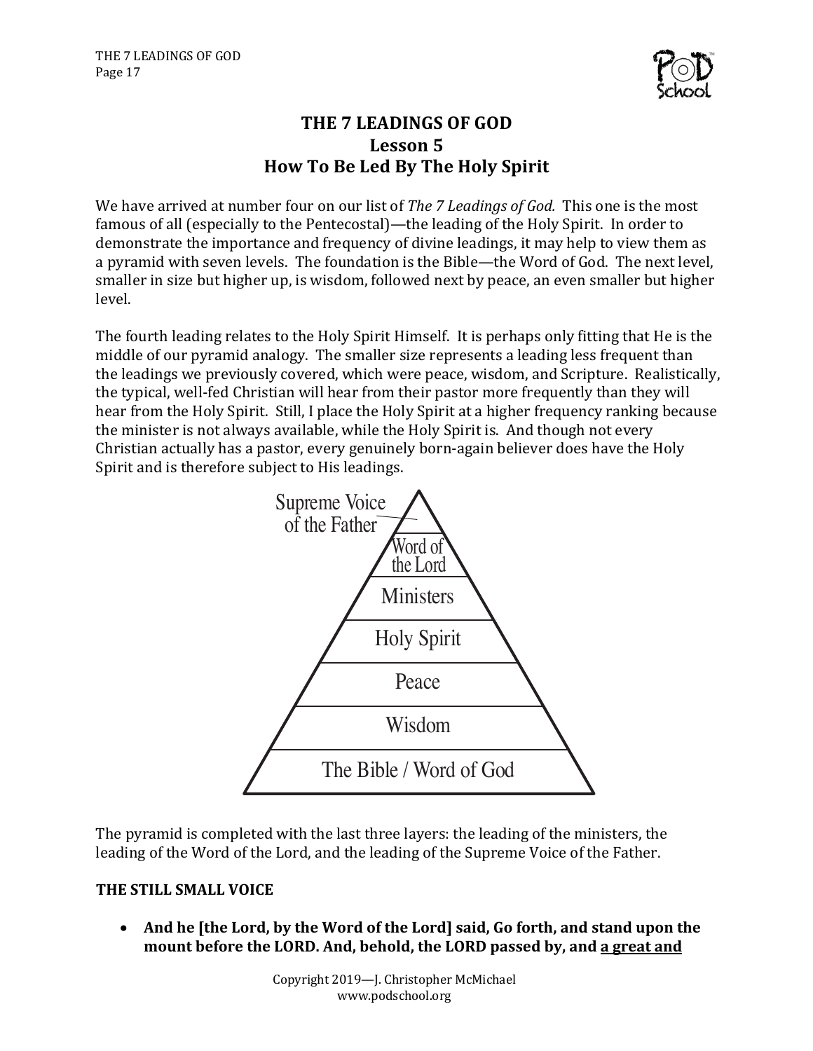# THE 7 LEADINGS OF GOD
## Lesson 5
## How To Be Led By The Holy Spirit

We have arrived at number four on our list of *The 7 Leadings of God.* This one is the most famous of all (especially to the Pentecostal)—the leading of the Holy Spirit. In order to demonstrate the importance and frequency of divine leadings, it may help to view them as a pyramid with seven levels. The foundation is the Bible—the Word of God. The next level, smaller in size but higher up, is wisdom, followed next by peace, an even smaller but higher level.

The fourth leading relates to the Holy Spirit Himself. It is perhaps only fitting that He is the middle of our pyramid analogy. The smaller size represents a leading less frequent than the leadings we previously covered, which were peace, wisdom, and Scripture. Realistically, the typical, well-fed Christian will hear from their pastor more frequently than they will hear from the Holy Spirit. Still, I place the Holy Spirit at a higher frequency ranking because the minister is not always available, while the Holy Spirit is. And though not every Christian actually has a pastor, every genuinely born-again believer does have the Holy Spirit and is therefore subject to His leadings.

Supreme Voice of the Father

Word of the Lord

Ministers

Holy Spirit

Peace

Wisdom

The Bible / Word of God

The pyramid is completed with the last three layers: the leading of the ministers, the leading of the Word of the Lord, and the leading of the Supreme Voice of the Father.

### THE STILL SMALL VOICE

- **And he [the Lord, by the Word of the Lord] said, Go forth, and stand upon the mount before the LORD. And, behold, the LORD passed by, and <u>a great and</u>**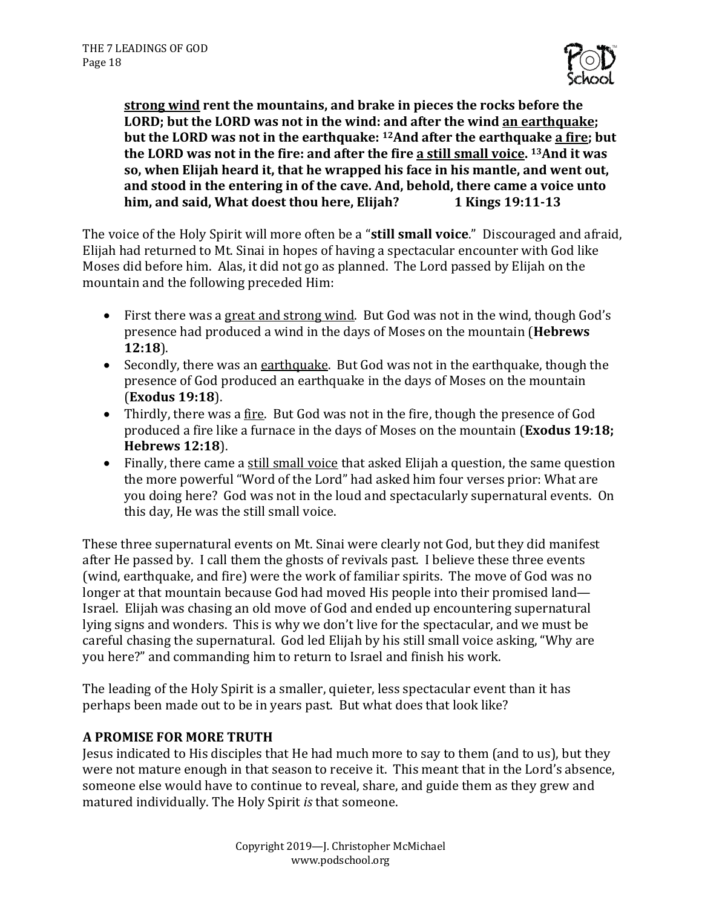**<u>strong wind</u> rent the mountains, and brake in pieces the rocks before the LORD; but the LORD was not in the wind: and after the wind <u>an earthquake</u>; but the LORD was not in the earthquake: [12]And after the earthquake <u>a fire</u>; but the LORD was not in the fire: and after the fire <u>a still small voice</u>. [13]And it was so, when Elijah heard it, that he wrapped his face in his mantle, and went out, and stood in the entering in of the cave. And, behold, there came a voice unto him, and said, What doest thou here, Elijah? 1 Kings 19:11-13**

The voice of the Holy Spirit will more often be a "**still small voice**." Discouraged and afraid, Elijah had returned to Mt. Sinai in hopes of having a spectacular encounter with God like Moses did before him. Alas, it did not go as planned. The Lord passed by Elijah on the mountain and the following preceded Him:

- First there was a <u>great and strong wind</u>. But God was not in the wind, though God's presence had produced a wind in the days of Moses on the mountain (**Hebrews 12:18**).
- Secondly, there was an <u>earthquake</u>. But God was not in the earthquake, though the presence of God produced an earthquake in the days of Moses on the mountain (**Exodus 19:18**).
- Thirdly, there was a <u>fire</u>. But God was not in the fire, though the presence of God produced a fire like a furnace in the days of Moses on the mountain (**Exodus 19:18; Hebrews 12:18**).
- Finally, there came a <u>still small voice</u> that asked Elijah a question, the same question the more powerful "Word of the Lord" had asked him four verses prior: What are you doing here? God was not in the loud and spectacularly supernatural events. On this day, He was the still small voice.

These three supernatural events on Mt. Sinai were clearly not God, but they did manifest after He passed by. I call them the ghosts of revivals past. I believe these three events (wind, earthquake, and fire) were the work of familiar spirits. The move of God was no longer at that mountain because God had moved His people into their promised land—Israel. Elijah was chasing an old move of God and ended up encountering supernatural lying signs and wonders. This is why we don't live for the spectacular, and we must be careful chasing the supernatural. God led Elijah by his still small voice asking, "Why are you here?" and commanding him to return to Israel and finish his work.

The leading of the Holy Spirit is a smaller, quieter, less spectacular event than it has perhaps been made out to be in years past. But what does that look like?

**A PROMISE FOR MORE TRUTH**

Jesus indicated to His disciples that He had much more to say to them (and to us), but they were not mature enough in that season to receive it. This meant that in the Lord's absence, someone else would have to continue to reveal, share, and guide them as they grew and matured individually. The Holy Spirit *is* that someone.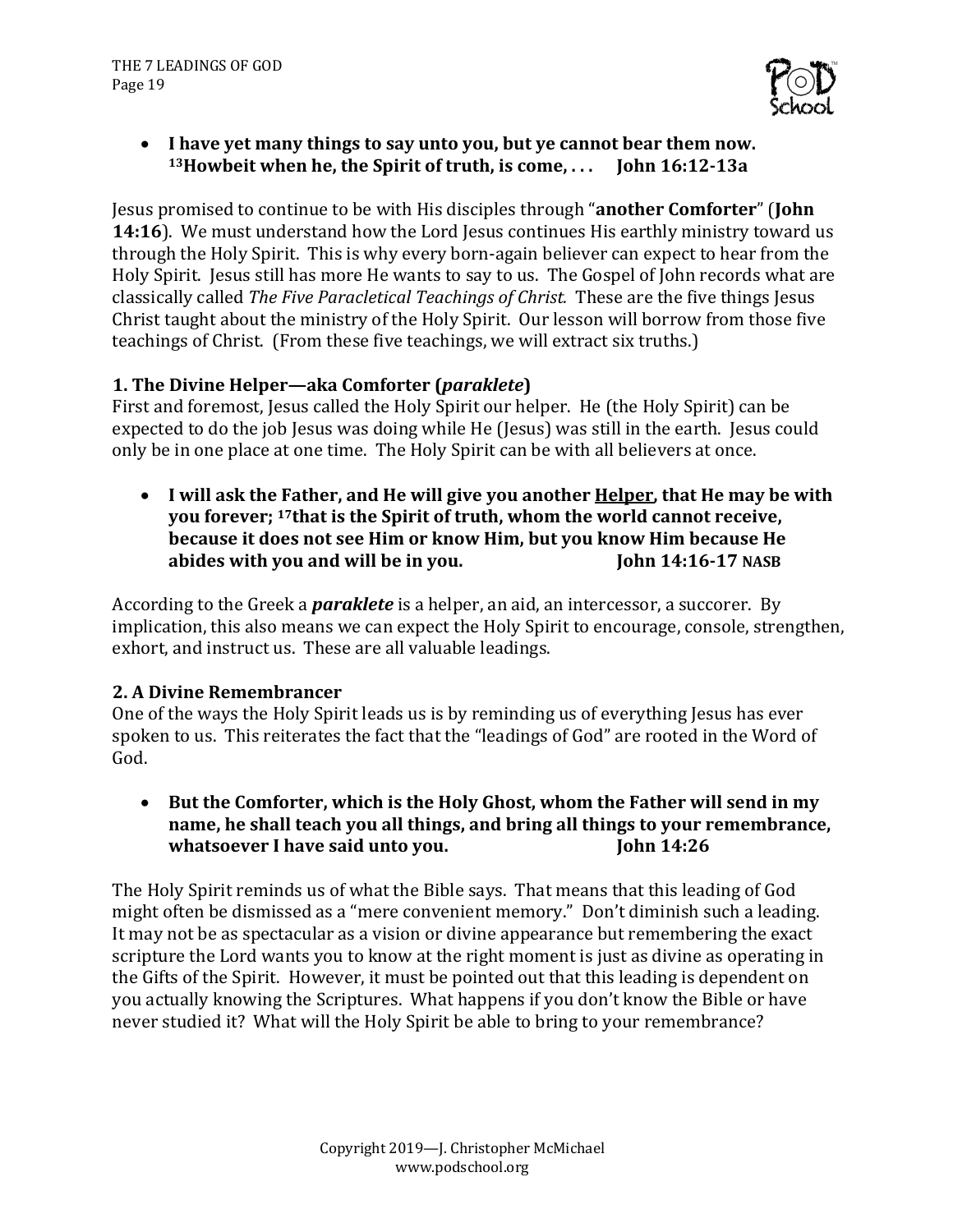- **I have yet many things to say unto you, but ye cannot bear them now. [13]Howbeit when he, the Spirit of truth, is come, . . .     John 16:12-13a**

Jesus promised to continue to be with His disciples through "**another Comforter**" (**John 14:16**). We must understand how the Lord Jesus continues His earthly ministry toward us through the Holy Spirit. This is why every born-again believer can expect to hear from the Holy Spirit. Jesus still has more He wants to say to us. The Gospel of John records what are classically called *The Five Paracletical Teachings of Christ.* These are the five things Jesus Christ taught about the ministry of the Holy Spirit. Our lesson will borrow from those five teachings of Christ. (From these five teachings, we will extract six truths.)

### 1. The Divine Helper—aka Comforter (*paraklete*)

First and foremost, Jesus called the Holy Spirit our helper. He (the Holy Spirit) can be expected to do the job Jesus was doing while He (Jesus) was still in the earth. Jesus could only be in one place at one time. The Holy Spirit can be with all believers at once.

- **I will ask the Father, and He will give you another <u>Helper</u>, that He may be with you forever; [17]that is the Spirit of truth, whom the world cannot receive, because it does not see Him or know Him, but you know Him because He abides with you and will be in you.     John 14:16-17 NASB**

According to the Greek a ***paraklete*** is a helper, an aid, an intercessor, a succorer. By implication, this also means we can expect the Holy Spirit to encourage, console, strengthen, exhort, and instruct us. These are all valuable leadings.

### 2. A Divine Remembrancer

One of the ways the Holy Spirit leads us is by reminding us of everything Jesus has ever spoken to us. This reiterates the fact that the "leadings of God" are rooted in the Word of God.

- **But the Comforter, which is the Holy Ghost, whom the Father will send in my name, he shall teach you all things, and bring all things to your remembrance, whatsoever I have said unto you.     John 14:26**

The Holy Spirit reminds us of what the Bible says. That means that this leading of God might often be dismissed as a "mere convenient memory." Don't diminish such a leading. It may not be as spectacular as a vision or divine appearance but remembering the exact scripture the Lord wants you to know at the right moment is just as divine as operating in the Gifts of the Spirit. However, it must be pointed out that this leading is dependent on you actually knowing the Scriptures. What happens if you don't know the Bible or have never studied it? What will the Holy Spirit be able to bring to your remembrance?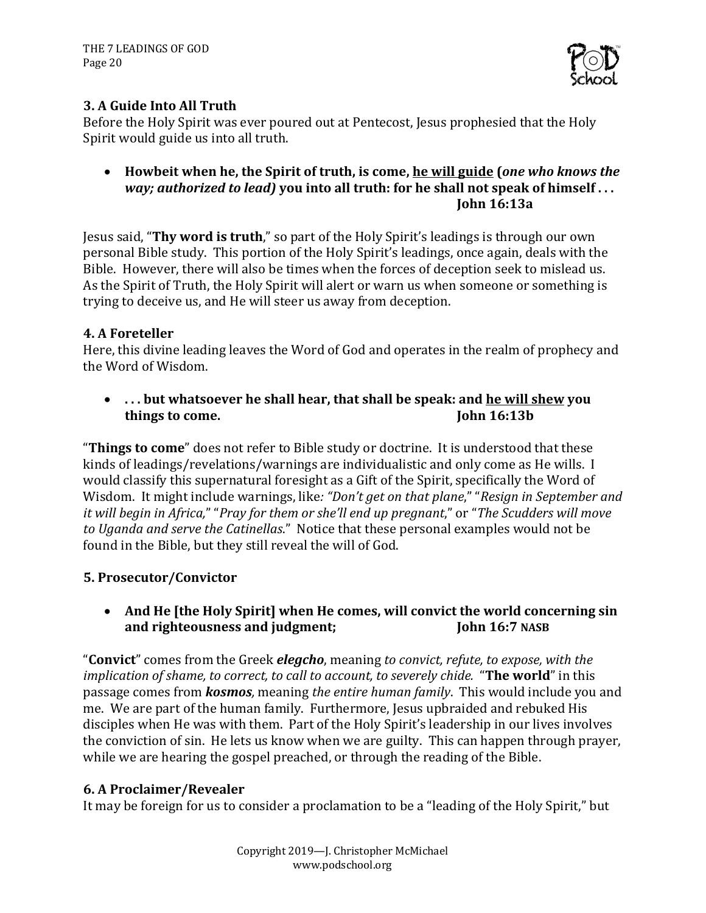### 3. A Guide Into All Truth

Before the Holy Spirit was ever poured out at Pentecost, Jesus prophesied that the Holy Spirit would guide us into all truth.

- **Howbeit when he, the Spirit of truth, is come, <u>he will guide</u> (*one who knows the way; authorized to lead)* you into all truth: for he shall not speak of himself . . .** **John 16:13a**

Jesus said, "**Thy word is truth**," so part of the Holy Spirit's leadings is through our own personal Bible study. This portion of the Holy Spirit's leadings, once again, deals with the Bible. However, there will also be times when the forces of deception seek to mislead us. As the Spirit of Truth, the Holy Spirit will alert or warn us when someone or something is trying to deceive us, and He will steer us away from deception.

### 4. A Foreteller

Here, this divine leading leaves the Word of God and operates in the realm of prophecy and the Word of Wisdom.

- **. . . but whatsoever he shall hear, that shall be speak: and <u>he will shew</u> you things to come.** **John 16:13b**

"**Things to come**" does not refer to Bible study or doctrine. It is understood that these kinds of leadings/revelations/warnings are individualistic and only come as He wills. I would classify this supernatural foresight as a Gift of the Spirit, specifically the Word of Wisdom. It might include warnings, like*: "Don't get on that plane*," "*Resign in September and it will begin in Africa,*" "*Pray for them or she'll end up pregnant*," or "*The Scudders will move to Uganda and serve the Catinellas*." Notice that these personal examples would not be found in the Bible, but they still reveal the will of God.

### 5. Prosecutor/Convictor

- **And He [the Holy Spirit] when He comes, will convict the world concerning sin and righteousness and judgment;** **John 16:7 NASB**

"**Convict**" comes from the Greek ***elegcho***, meaning *to convict, refute, to expose, with the implication of shame, to correct, to call to account, to severely chide.* "**The world**" in this passage comes from ***kosmos,*** meaning *the entire human family*. This would include you and me. We are part of the human family. Furthermore, Jesus upbraided and rebuked His disciples when He was with them. Part of the Holy Spirit's leadership in our lives involves the conviction of sin. He lets us know when we are guilty. This can happen through prayer, while we are hearing the gospel preached, or through the reading of the Bible.

### 6. A Proclaimer/Revealer

It may be foreign for us to consider a proclamation to be a "leading of the Holy Spirit," but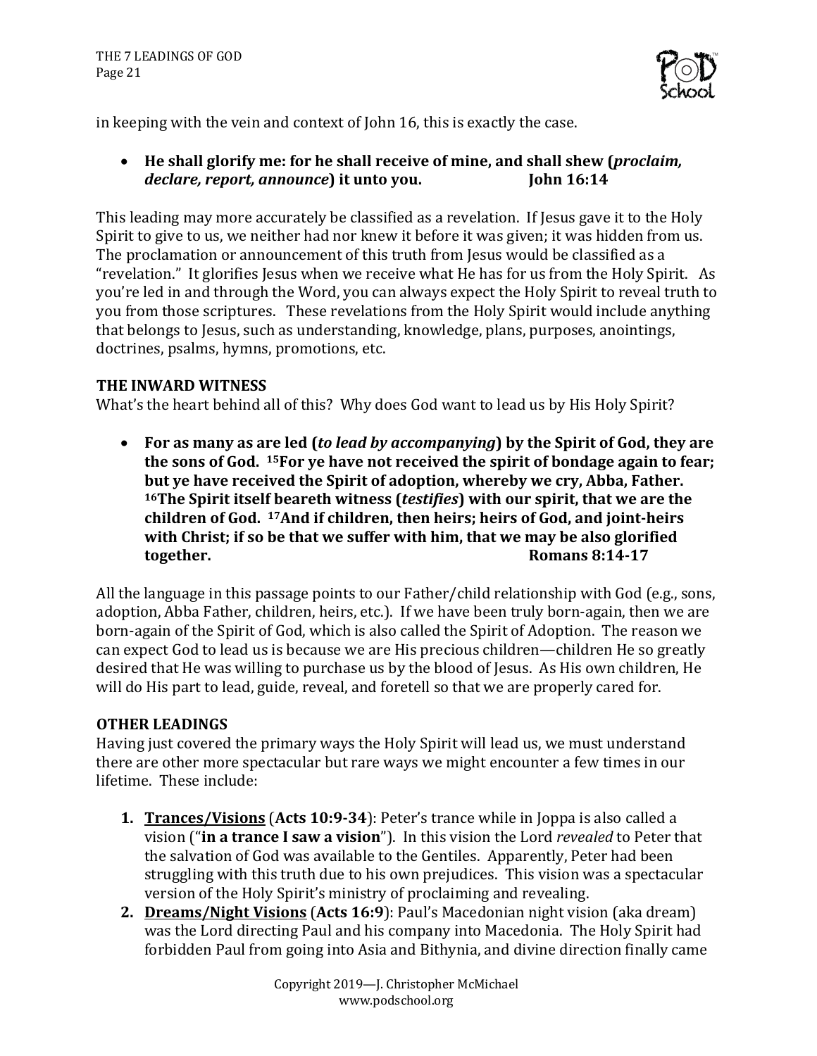in keeping with the vein and context of John 16, this is exactly the case.

- **He shall glorify me: for he shall receive of mine, and shall shew (*proclaim, declare, report, announce*) it unto you. John 16:14**

This leading may more accurately be classified as a revelation. If Jesus gave it to the Holy Spirit to give to us, we neither had nor knew it before it was given; it was hidden from us. The proclamation or announcement of this truth from Jesus would be classified as a "revelation." It glorifies Jesus when we receive what He has for us from the Holy Spirit. As you're led in and through the Word, you can always expect the Holy Spirit to reveal truth to you from those scriptures. These revelations from the Holy Spirit would include anything that belongs to Jesus, such as understanding, knowledge, plans, purposes, anointings, doctrines, psalms, hymns, promotions, etc.

**THE INWARD WITNESS**

What's the heart behind all of this? Why does God want to lead us by His Holy Spirit?

- **For as many as are led (*to lead by accompanying*) by the Spirit of God, they are the sons of God. 15For ye have not received the spirit of bondage again to fear; but ye have received the Spirit of adoption, whereby we cry, Abba, Father. 16The Spirit itself beareth witness (*testifies*) with our spirit, that we are the children of God. 17And if children, then heirs; heirs of God, and joint-heirs with Christ; if so be that we suffer with him, that we may be also glorified together. Romans 8:14-17**

All the language in this passage points to our Father/child relationship with God (e.g., sons, adoption, Abba Father, children, heirs, etc.). If we have been truly born-again, then we are born-again of the Spirit of God, which is also called the Spirit of Adoption. The reason we can expect God to lead us is because we are His precious children—children He so greatly desired that He was willing to purchase us by the blood of Jesus. As His own children, He will do His part to lead, guide, reveal, and foretell so that we are properly cared for.

**OTHER LEADINGS**

Having just covered the primary ways the Holy Spirit will lead us, we must understand there are other more spectacular but rare ways we might encounter a few times in our lifetime. These include:

1. **Trances/Visions** (**Acts 10:9-34**): Peter's trance while in Joppa is also called a vision ("**in a trance I saw a vision**"). In this vision the Lord *revealed* to Peter that the salvation of God was available to the Gentiles. Apparently, Peter had been struggling with this truth due to his own prejudices. This vision was a spectacular version of the Holy Spirit's ministry of proclaiming and revealing.
2. **Dreams/Night Visions** (**Acts 16:9**): Paul's Macedonian night vision (aka dream) was the Lord directing Paul and his company into Macedonia. The Holy Spirit had forbidden Paul from going into Asia and Bithynia, and divine direction finally came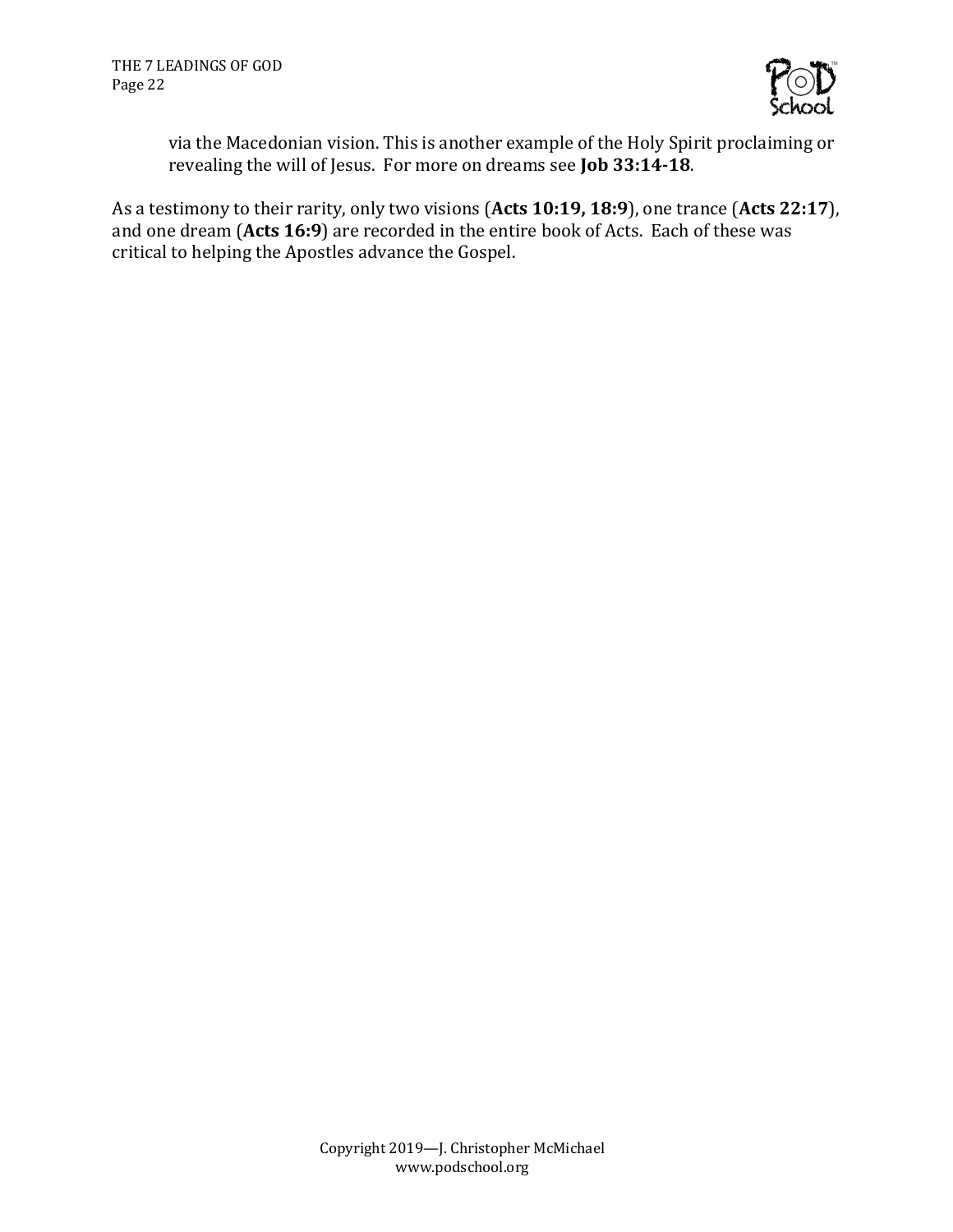via the Macedonian vision. This is another example of the Holy Spirit proclaiming or revealing the will of Jesus. For more on dreams see **Job 33:14-18**.

As a testimony to their rarity, only two visions (**Acts 10:19, 18:9**), one trance (**Acts 22:17**), and one dream (**Acts 16:9**) are recorded in the entire book of Acts. Each of these was critical to helping the Apostles advance the Gospel.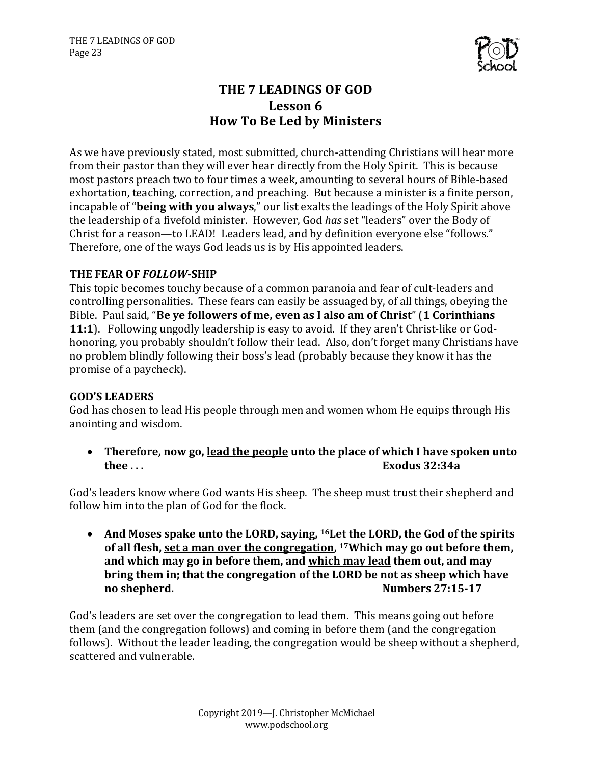# THE 7 LEADINGS OF GOD
## Lesson 6
## How To Be Led by Ministers

As we have previously stated, most submitted, church-attending Christians will hear more from their pastor than they will ever hear directly from the Holy Spirit. This is because most pastors preach two to four times a week, amounting to several hours of Bible-based exhortation, teaching, correction, and preaching. But because a minister is a finite person, incapable of "**being with you always**," our list exalts the leadings of the Holy Spirit above the leadership of a fivefold minister. However, God *has* set "leaders" over the Body of Christ for a reason—to LEAD! Leaders lead, and by definition everyone else "follows." Therefore, one of the ways God leads us is by His appointed leaders.

### THE FEAR OF *FOLLOW*-SHIP

This topic becomes touchy because of a common paranoia and fear of cult-leaders and controlling personalities. These fears can easily be assuaged by, of all things, obeying the Bible. Paul said, "**Be ye followers of me, even as I also am of Christ**" (**1 Corinthians 11:1**). Following ungodly leadership is easy to avoid. If they aren't Christ-like or God-honoring, you probably shouldn't follow their lead. Also, don't forget many Christians have no problem blindly following their boss's lead (probably because they know it has the promise of a paycheck).

### GOD'S LEADERS

God has chosen to lead His people through men and women whom He equips through His anointing and wisdom.

- **Therefore, now go, <u>lead the people</u> unto the place of which I have spoken unto thee . . . Exodus 32:34a**

God's leaders know where God wants His sheep. The sheep must trust their shepherd and follow him into the plan of God for the flock.

- **And Moses spake unto the LORD, saying, [16]Let the LORD, the God of the spirits of all flesh, <u>set a man over the congregation</u>, [17]Which may go out before them, and which may go in before them, and <u>which may lead</u> them out, and may bring them in; that the congregation of the LORD be not as sheep which have no shepherd. Numbers 27:15-17**

God's leaders are set over the congregation to lead them. This means going out before them (and the congregation follows) and coming in before them (and the congregation follows). Without the leader leading, the congregation would be sheep without a shepherd, scattered and vulnerable.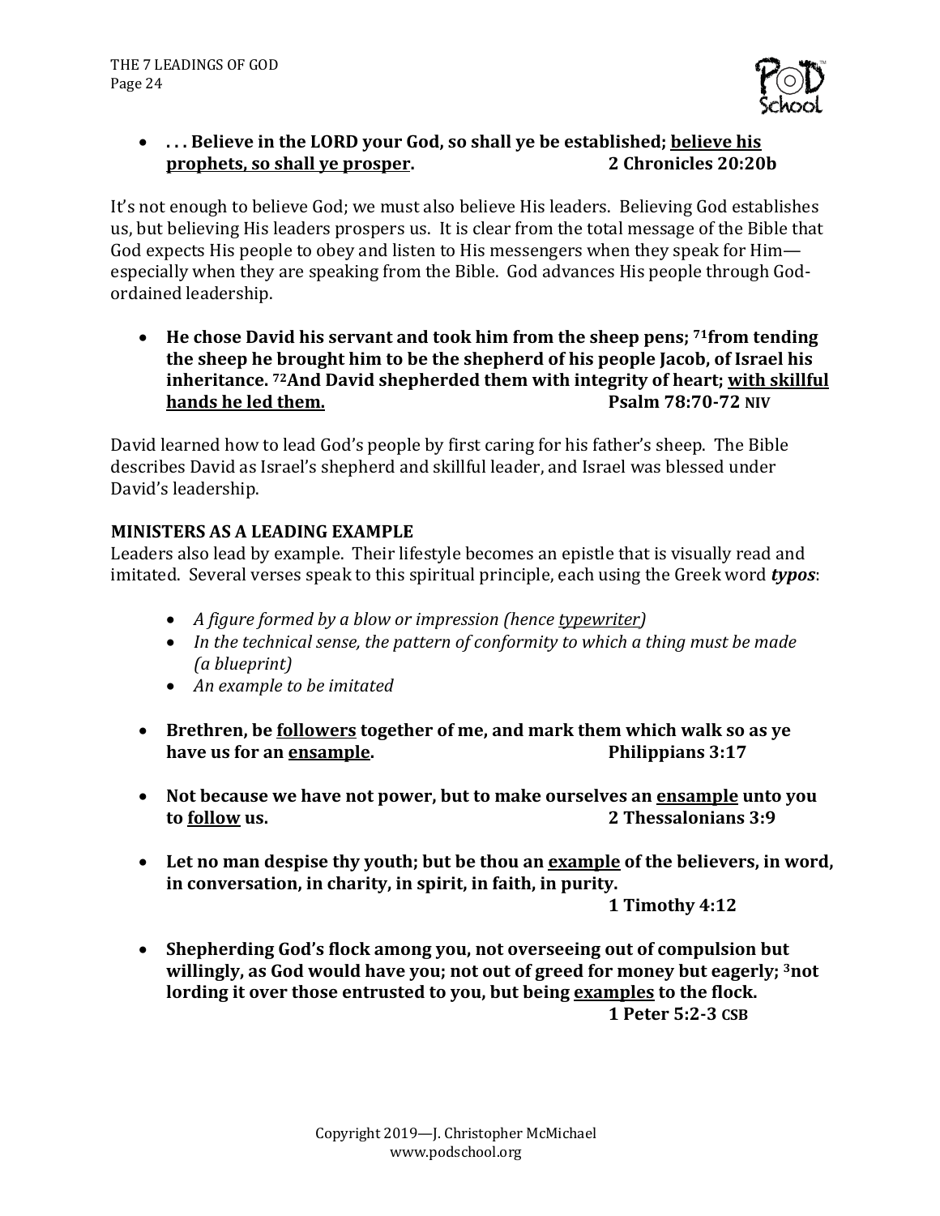- **. . . Believe in the LORD your God, so shall ye be established; <u>believe his prophets, so shall ye prosper</u>. 2 Chronicles 20:20b**

It's not enough to believe God; we must also believe His leaders. Believing God establishes us, but believing His leaders prospers us. It is clear from the total message of the Bible that God expects His people to obey and listen to His messengers when they speak for Him—especially when they are speaking from the Bible. God advances His people through God-ordained leadership.

- **He chose David his servant and took him from the sheep pens; [71]from tending the sheep he brought him to be the shepherd of his people Jacob, of Israel his inheritance. [72]And David shepherded them with integrity of heart; <u>with skillful hands he led them.</u> Psalm 78:70-72 NIV**

David learned how to lead God's people by first caring for his father's sheep. The Bible describes David as Israel's shepherd and skillful leader, and Israel was blessed under David's leadership.

**MINISTERS AS A LEADING EXAMPLE**

Leaders also lead by example. Their lifestyle becomes an epistle that is visually read and imitated. Several verses speak to this spiritual principle, each using the Greek word ***typos***:

- *A figure formed by a blow or impression (hence <u>typewriter</u>)*
- *In the technical sense, the pattern of conformity to which a thing must be made (a blueprint)*
- *An example to be imitated*

- **Brethren, be <u>followers</u> together of me, and mark them which walk so as ye have us for an <u>ensample</u>. Philippians 3:17**

- **Not because we have not power, but to make ourselves an <u>ensample</u> unto you to <u>follow</u> us. 2 Thessalonians 3:9**

- **Let no man despise thy youth; but be thou an <u>example</u> of the believers, in word, in conversation, in charity, in spirit, in faith, in purity. 1 Timothy 4:12**

- **Shepherding God's flock among you, not overseeing out of compulsion but willingly, as God would have you; not out of greed for money but eagerly; [3]not lording it over those entrusted to you, but being <u>examples</u> to the flock. 1 Peter 5:2-3 CSB**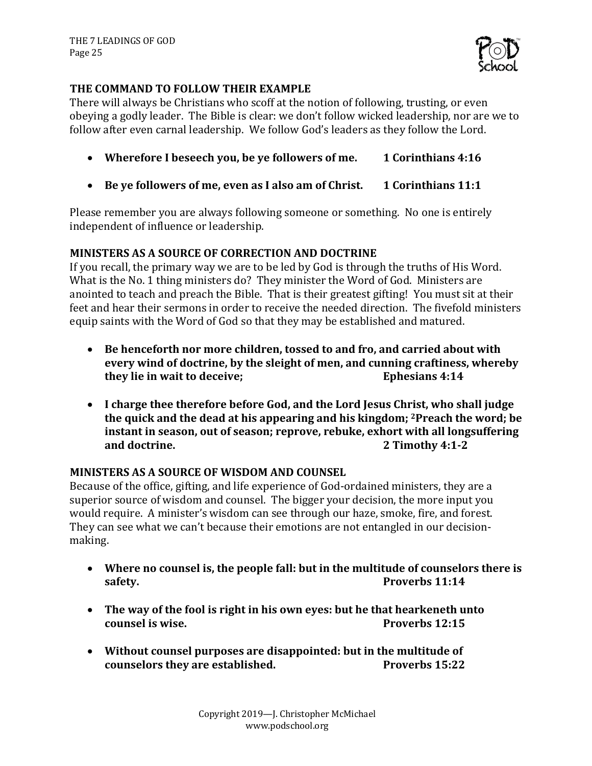## THE COMMAND TO FOLLOW THEIR EXAMPLE

There will always be Christians who scoff at the notion of following, trusting, or even obeying a godly leader. The Bible is clear: we don't follow wicked leadership, nor are we to follow after even carnal leadership. We follow God's leaders as they follow the Lord.

- **Wherefore I beseech you, be ye followers of me. 1 Corinthians 4:16**
- **Be ye followers of me, even as I also am of Christ. 1 Corinthians 11:1**

Please remember you are always following someone or something. No one is entirely independent of influence or leadership.

## MINISTERS AS A SOURCE OF CORRECTION AND DOCTRINE

If you recall, the primary way we are to be led by God is through the truths of His Word. What is the No. 1 thing ministers do? They minister the Word of God. Ministers are anointed to teach and preach the Bible. That is their greatest gifting! You must sit at their feet and hear their sermons in order to receive the needed direction. The fivefold ministers equip saints with the Word of God so that they may be established and matured.

- **Be henceforth nor more children, tossed to and fro, and carried about with every wind of doctrine, by the sleight of men, and cunning craftiness, whereby they lie in wait to deceive; Ephesians 4:14**
- **I charge thee therefore before God, and the Lord Jesus Christ, who shall judge the quick and the dead at his appearing and his kingdom; 2Preach the word; be instant in season, out of season; reprove, rebuke, exhort with all longsuffering and doctrine. 2 Timothy 4:1-2**

## MINISTERS AS A SOURCE OF WISDOM AND COUNSEL

Because of the office, gifting, and life experience of God-ordained ministers, they are a superior source of wisdom and counsel. The bigger your decision, the more input you would require. A minister's wisdom can see through our haze, smoke, fire, and forest. They can see what we can't because their emotions are not entangled in our decision-making.

- **Where no counsel is, the people fall: but in the multitude of counselors there is safety. Proverbs 11:14**
- **The way of the fool is right in his own eyes: but he that hearkeneth unto counsel is wise. Proverbs 12:15**
- **Without counsel purposes are disappointed: but in the multitude of counselors they are established. Proverbs 15:22**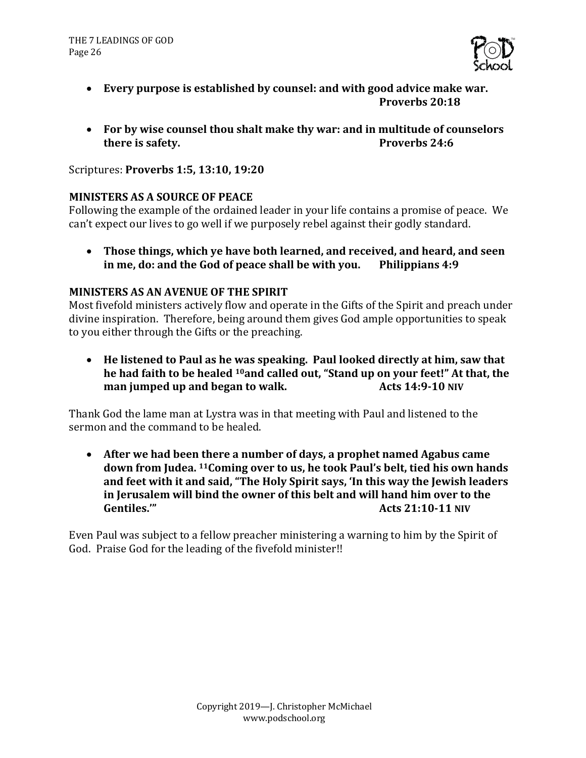- **Every purpose is established by counsel: and with good advice make war. Proverbs 20:18**

- **For by wise counsel thou shalt make thy war: and in multitude of counselors there is safety. Proverbs 24:6**

Scriptures: **Proverbs 1:5, 13:10, 19:20**

**MINISTERS AS A SOURCE OF PEACE**

Following the example of the ordained leader in your life contains a promise of peace. We can't expect our lives to go well if we purposely rebel against their godly standard.

- **Those things, which ye have both learned, and received, and heard, and seen in me, do: and the God of peace shall be with you. Philippians 4:9**

**MINISTERS AS AN AVENUE OF THE SPIRIT**

Most fivefold ministers actively flow and operate in the Gifts of the Spirit and preach under divine inspiration. Therefore, being around them gives God ample opportunities to speak to you either through the Gifts or the preaching.

- **He listened to Paul as he was speaking. Paul looked directly at him, saw that he had faith to be healed 10and called out, "Stand up on your feet!" At that, the man jumped up and began to walk. Acts 14:9-10 NIV**

Thank God the lame man at Lystra was in that meeting with Paul and listened to the sermon and the command to be healed.

- **After we had been there a number of days, a prophet named Agabus came down from Judea. 11Coming over to us, he took Paul's belt, tied his own hands and feet with it and said, "The Holy Spirit says, 'In this way the Jewish leaders in Jerusalem will bind the owner of this belt and will hand him over to the Gentiles.'" Acts 21:10-11 NIV**

Even Paul was subject to a fellow preacher ministering a warning to him by the Spirit of God. Praise God for the leading of the fivefold minister!!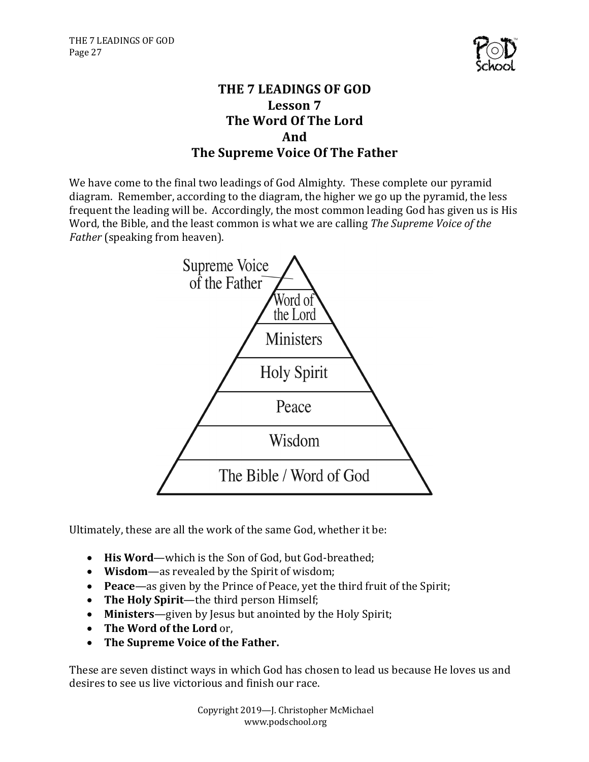# THE 7 LEADINGS OF GOD
## Lesson 7
## The Word Of The Lord
## And
## The Supreme Voice Of The Father

We have come to the final two leadings of God Almighty. These complete our pyramid diagram. Remember, according to the diagram, the higher we go up the pyramid, the less frequent the leading will be. Accordingly, the most common leading God has given us is His Word, the Bible, and the least common is what we are calling *The Supreme Voice of the Father* (speaking from heaven).

Supreme Voice of the Father
Word of the Lord
Ministers
Holy Spirit
Peace
Wisdom
The Bible / Word of God

Ultimately, these are all the work of the same God, whether it be:

- **His Word**—which is the Son of God, but God-breathed;
- **Wisdom**—as revealed by the Spirit of wisdom;
- **Peace**—as given by the Prince of Peace, yet the third fruit of the Spirit;
- **The Holy Spirit**—the third person Himself;
- **Ministers**—given by Jesus but anointed by the Holy Spirit;
- **The Word of the Lord** or,
- **The Supreme Voice of the Father.**

These are seven distinct ways in which God has chosen to lead us because He loves us and desires to see us live victorious and finish our race.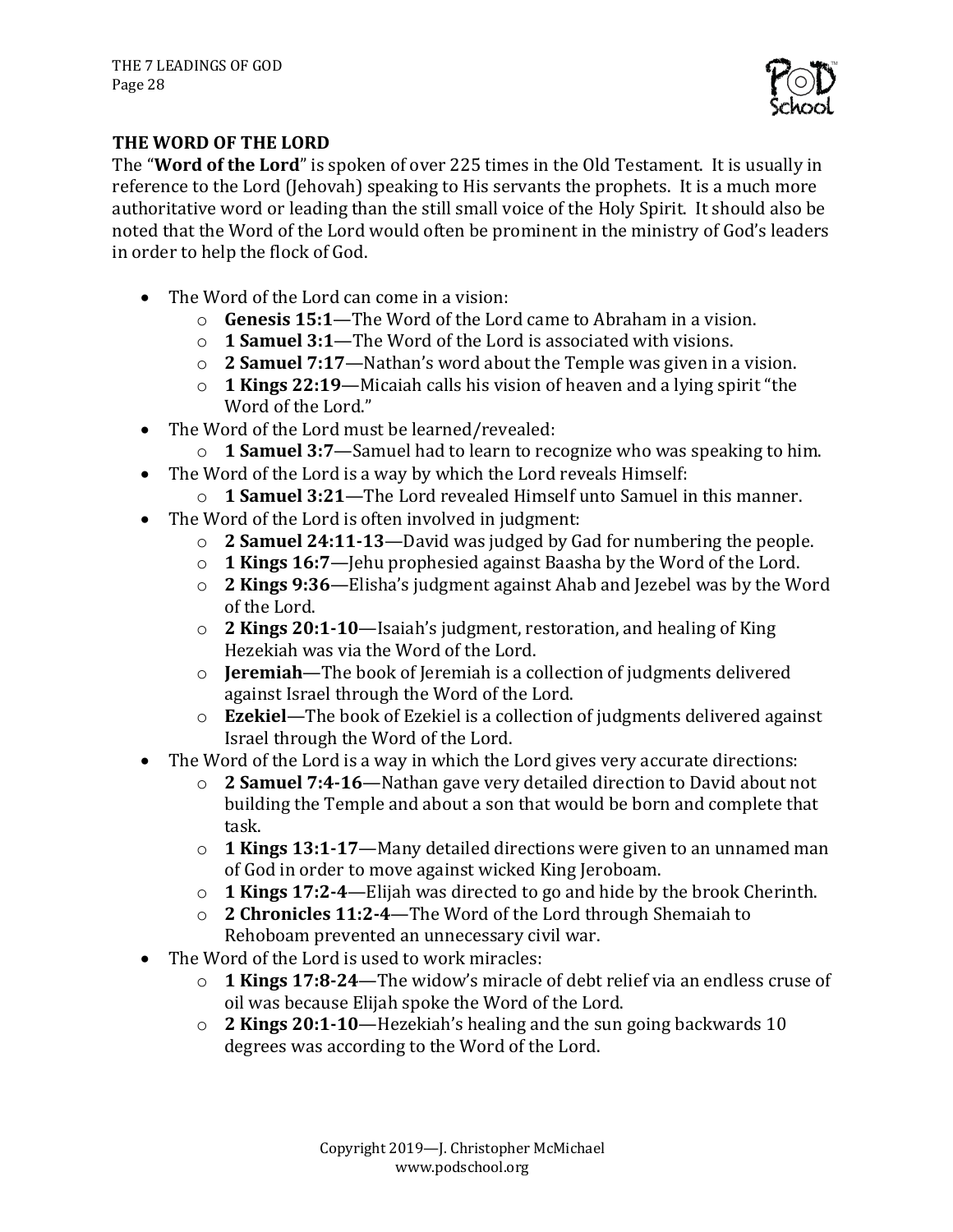## THE WORD OF THE LORD

The "**Word of the Lord**" is spoken of over 225 times in the Old Testament. It is usually in reference to the Lord (Jehovah) speaking to His servants the prophets. It is a much more authoritative word or leading than the still small voice of the Holy Spirit. It should also be noted that the Word of the Lord would often be prominent in the ministry of God's leaders in order to help the flock of God.

- The Word of the Lord can come in a vision:
  - **Genesis 15:1**—The Word of the Lord came to Abraham in a vision.
  - **1 Samuel 3:1**—The Word of the Lord is associated with visions.
  - **2 Samuel 7:17**—Nathan's word about the Temple was given in a vision.
  - **1 Kings 22:19**—Micaiah calls his vision of heaven and a lying spirit "the Word of the Lord."
- The Word of the Lord must be learned/revealed:
  - **1 Samuel 3:7**—Samuel had to learn to recognize who was speaking to him.
- The Word of the Lord is a way by which the Lord reveals Himself:
  - **1 Samuel 3:21**—The Lord revealed Himself unto Samuel in this manner.
- The Word of the Lord is often involved in judgment:
  - **2 Samuel 24:11-13**—David was judged by Gad for numbering the people.
  - **1 Kings 16:7**—Jehu prophesied against Baasha by the Word of the Lord.
  - **2 Kings 9:36**—Elisha's judgment against Ahab and Jezebel was by the Word of the Lord.
  - **2 Kings 20:1-10**—Isaiah's judgment, restoration, and healing of King Hezekiah was via the Word of the Lord.
  - **Jeremiah**—The book of Jeremiah is a collection of judgments delivered against Israel through the Word of the Lord.
  - **Ezekiel**—The book of Ezekiel is a collection of judgments delivered against Israel through the Word of the Lord.
- The Word of the Lord is a way in which the Lord gives very accurate directions:
  - **2 Samuel 7:4-16**—Nathan gave very detailed direction to David about not building the Temple and about a son that would be born and complete that task.
  - **1 Kings 13:1-17**—Many detailed directions were given to an unnamed man of God in order to move against wicked King Jeroboam.
  - **1 Kings 17:2-4**—Elijah was directed to go and hide by the brook Cherinth.
  - **2 Chronicles 11:2-4**—The Word of the Lord through Shemaiah to Rehoboam prevented an unnecessary civil war.
- The Word of the Lord is used to work miracles:
  - **1 Kings 17:8-24**—The widow's miracle of debt relief via an endless cruse of oil was because Elijah spoke the Word of the Lord.
  - **2 Kings 20:1-10**—Hezekiah's healing and the sun going backwards 10 degrees was according to the Word of the Lord.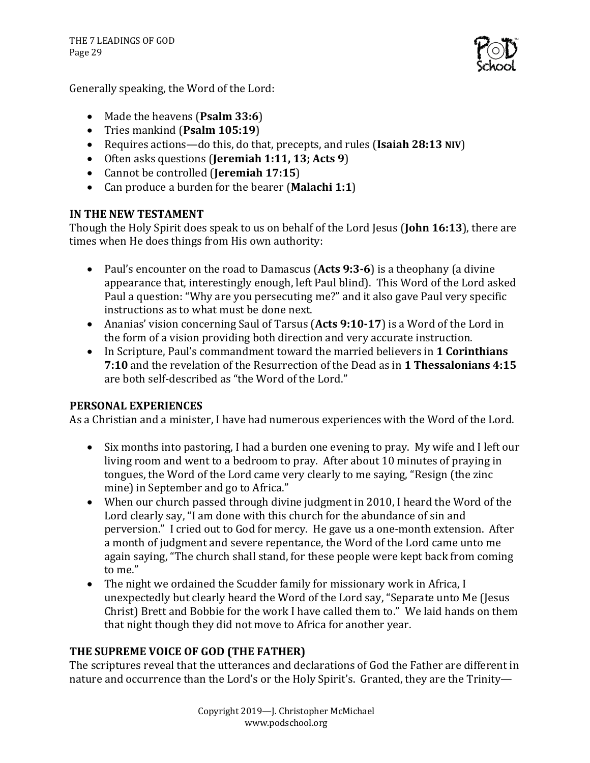Generally speaking, the Word of the Lord:

- Made the heavens (**Psalm 33:6**)
- Tries mankind (**Psalm 105:19**)
- Requires actions—do this, do that, precepts, and rules (**Isaiah 28:13 NIV**)
- Often asks questions (**Jeremiah 1:11, 13; Acts 9**)
- Cannot be controlled (**Jeremiah 17:15**)
- Can produce a burden for the bearer (**Malachi 1:1**)

**IN THE NEW TESTAMENT**

Though the Holy Spirit does speak to us on behalf of the Lord Jesus (**John 16:13**), there are times when He does things from His own authority:

- Paul's encounter on the road to Damascus (**Acts 9:3-6**) is a theophany (a divine appearance that, interestingly enough, left Paul blind). This Word of the Lord asked Paul a question: "Why are you persecuting me?" and it also gave Paul very specific instructions as to what must be done next.
- Ananias' vision concerning Saul of Tarsus (**Acts 9:10-17**) is a Word of the Lord in the form of a vision providing both direction and very accurate instruction.
- In Scripture, Paul's commandment toward the married believers in **1 Corinthians 7:10** and the revelation of the Resurrection of the Dead as in **1 Thessalonians 4:15** are both self-described as "the Word of the Lord."

**PERSONAL EXPERIENCES**

As a Christian and a minister, I have had numerous experiences with the Word of the Lord.

- Six months into pastoring, I had a burden one evening to pray. My wife and I left our living room and went to a bedroom to pray. After about 10 minutes of praying in tongues, the Word of the Lord came very clearly to me saying, "Resign (the zinc mine) in September and go to Africa."
- When our church passed through divine judgment in 2010, I heard the Word of the Lord clearly say, "I am done with this church for the abundance of sin and perversion." I cried out to God for mercy. He gave us a one-month extension. After a month of judgment and severe repentance, the Word of the Lord came unto me again saying, "The church shall stand, for these people were kept back from coming to me."
- The night we ordained the Scudder family for missionary work in Africa, I unexpectedly but clearly heard the Word of the Lord say, "Separate unto Me (Jesus Christ) Brett and Bobbie for the work I have called them to." We laid hands on them that night though they did not move to Africa for another year.

**THE SUPREME VOICE OF GOD (THE FATHER)**

The scriptures reveal that the utterances and declarations of God the Father are different in nature and occurrence than the Lord's or the Holy Spirit's. Granted, they are the Trinity—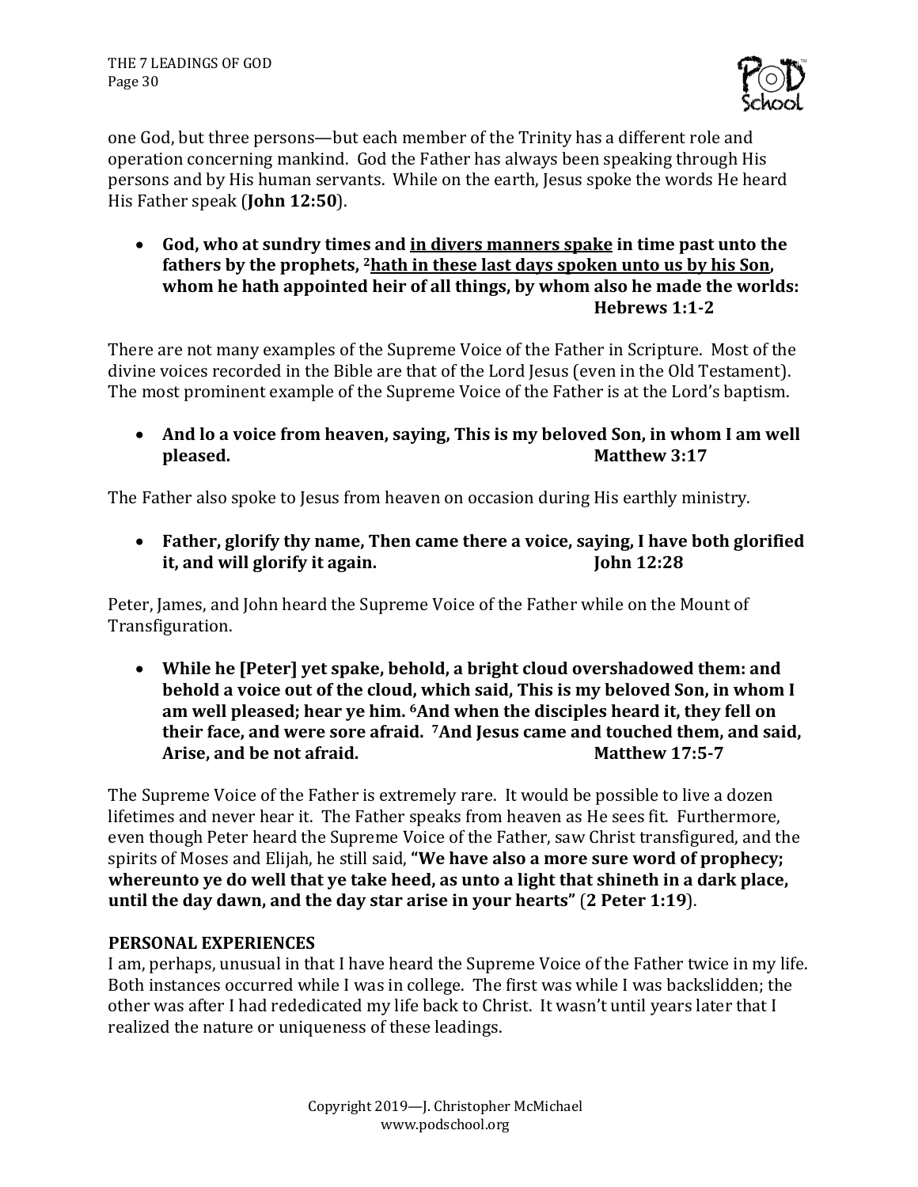one God, but three persons—but each member of the Trinity has a different role and operation concerning mankind. God the Father has always been speaking through His persons and by His human servants. While on the earth, Jesus spoke the words He heard His Father speak (**John 12:50**).

- **God, who at sundry times and <u>in divers manners spake</u> in time past unto the fathers by the prophets, [2]<u>hath in these last days spoken unto us by his Son</u>, whom he hath appointed heir of all things, by whom also he made the worlds: Hebrews 1:1-2**

There are not many examples of the Supreme Voice of the Father in Scripture. Most of the divine voices recorded in the Bible are that of the Lord Jesus (even in the Old Testament). The most prominent example of the Supreme Voice of the Father is at the Lord's baptism.

- **And lo a voice from heaven, saying, This is my beloved Son, in whom I am well pleased. Matthew 3:17**

The Father also spoke to Jesus from heaven on occasion during His earthly ministry.

- **Father, glorify thy name, Then came there a voice, saying, I have both glorified it, and will glorify it again. John 12:28**

Peter, James, and John heard the Supreme Voice of the Father while on the Mount of Transfiguration.

- **While he [Peter] yet spake, behold, a bright cloud overshadowed them: and behold a voice out of the cloud, which said, This is my beloved Son, in whom I am well pleased; hear ye him. [6]And when the disciples heard it, they fell on their face, and were sore afraid. [7]And Jesus came and touched them, and said, Arise, and be not afraid. Matthew 17:5-7**

The Supreme Voice of the Father is extremely rare. It would be possible to live a dozen lifetimes and never hear it. The Father speaks from heaven as He sees fit. Furthermore, even though Peter heard the Supreme Voice of the Father, saw Christ transfigured, and the spirits of Moses and Elijah, he still said, **"We have also a more sure word of prophecy; whereunto ye do well that ye take heed, as unto a light that shineth in a dark place, until the day dawn, and the day star arise in your hearts"** (**2 Peter 1:19**).

**PERSONAL EXPERIENCES**

I am, perhaps, unusual in that I have heard the Supreme Voice of the Father twice in my life. Both instances occurred while I was in college. The first was while I was backslidden; the other was after I had rededicated my life back to Christ. It wasn't until years later that I realized the nature or uniqueness of these leadings.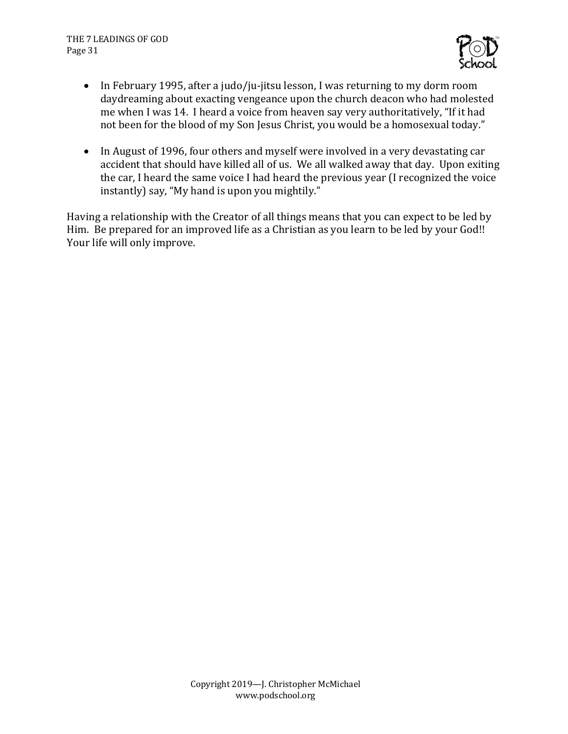- In February 1995, after a judo/ju-jitsu lesson, I was returning to my dorm room daydreaming about exacting vengeance upon the church deacon who had molested me when I was 14. I heard a voice from heaven say very authoritatively, "If it had not been for the blood of my Son Jesus Christ, you would be a homosexual today."

- In August of 1996, four others and myself were involved in a very devastating car accident that should have killed all of us. We all walked away that day. Upon exiting the car, I heard the same voice I had heard the previous year (I recognized the voice instantly) say, "My hand is upon you mightily."

Having a relationship with the Creator of all things means that you can expect to be led by Him. Be prepared for an improved life as a Christian as you learn to be led by your God!! Your life will only improve.